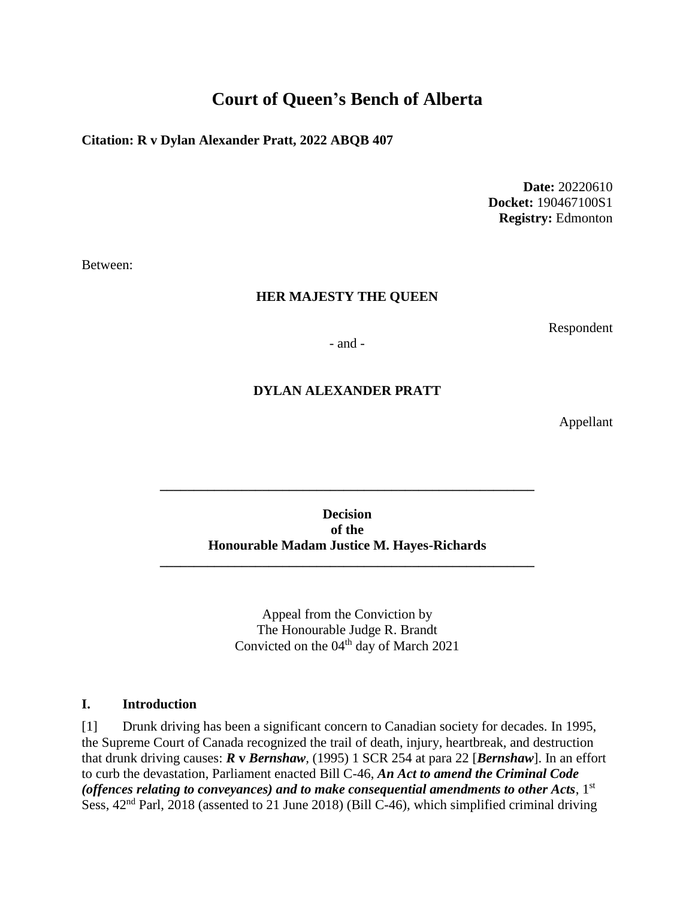# Court of Queen's Bench of Alberta

**Citation: R v Dylan Alexander Pratt, 2022 ABQB 407**

**Date:** 20220610
**Docket:** 190467100S1
**Registry:** Edmonton

Between:

**HER MAJESTY THE QUEEN**

Respondent

- and -

**DYLAN ALEXANDER PRATT**

Appellant

---

**Decision**
**of the**
**Honourable Madam Justice M. Hayes-Richards**

---

Appeal from the Conviction by
The Honourable Judge R. Brandt
Convicted on the 04th day of March 2021

## I. Introduction

[1] Drunk driving has been a significant concern to Canadian society for decades. In 1995, the Supreme Court of Canada recognized the trail of death, injury, heartbreak, and destruction that drunk driving causes: ***R* v *Bernshaw***, (1995) 1 SCR 254 at para 22 [***Bernshaw***]. In an effort to curb the devastation, Parliament enacted Bill C-46, ***An Act to amend the Criminal Code (offences relating to conveyances) and to make consequential amendments to other Acts***, 1st Sess, 42nd Parl, 2018 (assented to 21 June 2018) (Bill C-46), which simplified criminal driving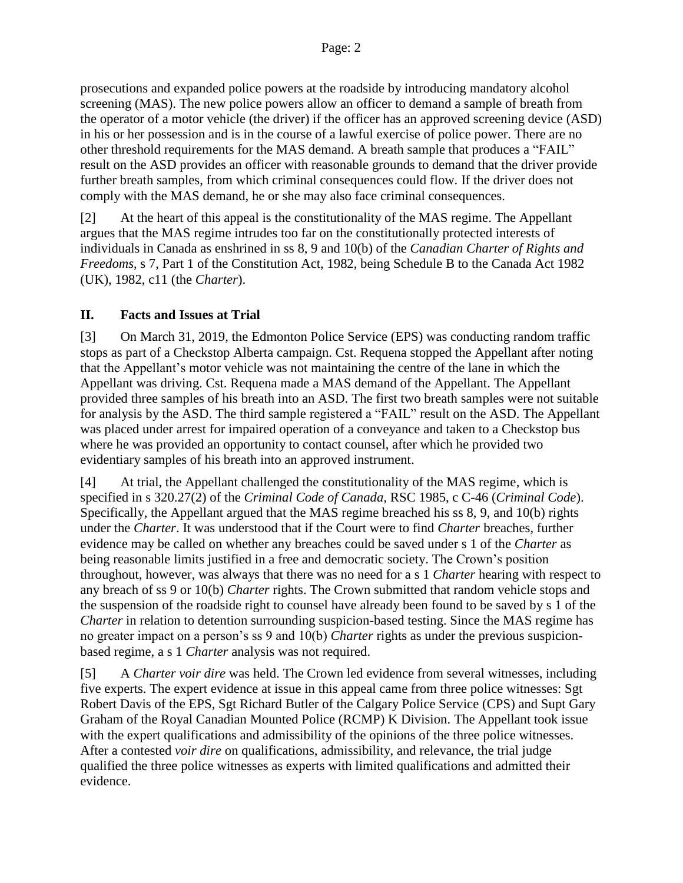prosecutions and expanded police powers at the roadside by introducing mandatory alcohol screening (MAS). The new police powers allow an officer to demand a sample of breath from the operator of a motor vehicle (the driver) if the officer has an approved screening device (ASD) in his or her possession and is in the course of a lawful exercise of police power. There are no other threshold requirements for the MAS demand. A breath sample that produces a "FAIL" result on the ASD provides an officer with reasonable grounds to demand that the driver provide further breath samples, from which criminal consequences could flow. If the driver does not comply with the MAS demand, he or she may also face criminal consequences.

[2] At the heart of this appeal is the constitutionality of the MAS regime. The Appellant argues that the MAS regime intrudes too far on the constitutionally protected interests of individuals in Canada as enshrined in ss 8, 9 and 10(b) of the *Canadian Charter of Rights and Freedoms*, s 7, Part 1 of the Constitution Act, 1982, being Schedule B to the Canada Act 1982 (UK), 1982, c11 (the *Charter*).

## II. Facts and Issues at Trial

[3] On March 31, 2019, the Edmonton Police Service (EPS) was conducting random traffic stops as part of a Checkstop Alberta campaign. Cst. Requena stopped the Appellant after noting that the Appellant's motor vehicle was not maintaining the centre of the lane in which the Appellant was driving. Cst. Requena made a MAS demand of the Appellant. The Appellant provided three samples of his breath into an ASD. The first two breath samples were not suitable for analysis by the ASD. The third sample registered a "FAIL" result on the ASD. The Appellant was placed under arrest for impaired operation of a conveyance and taken to a Checkstop bus where he was provided an opportunity to contact counsel, after which he provided two evidentiary samples of his breath into an approved instrument.

[4] At trial, the Appellant challenged the constitutionality of the MAS regime, which is specified in s 320.27(2) of the *Criminal Code of Canada*, RSC 1985, c C-46 (*Criminal Code*). Specifically, the Appellant argued that the MAS regime breached his ss 8, 9, and 10(b) rights under the *Charter*. It was understood that if the Court were to find *Charter* breaches, further evidence may be called on whether any breaches could be saved under s 1 of the *Charter* as being reasonable limits justified in a free and democratic society. The Crown's position throughout, however, was always that there was no need for a s 1 *Charter* hearing with respect to any breach of ss 9 or 10(b) *Charter* rights. The Crown submitted that random vehicle stops and the suspension of the roadside right to counsel have already been found to be saved by s 1 of the *Charter* in relation to detention surrounding suspicion-based testing. Since the MAS regime has no greater impact on a person's ss 9 and 10(b) *Charter* rights as under the previous suspicion-based regime, a s 1 *Charter* analysis was not required.

[5] A *Charter voir dire* was held. The Crown led evidence from several witnesses, including five experts. The expert evidence at issue in this appeal came from three police witnesses: Sgt Robert Davis of the EPS, Sgt Richard Butler of the Calgary Police Service (CPS) and Supt Gary Graham of the Royal Canadian Mounted Police (RCMP) K Division. The Appellant took issue with the expert qualifications and admissibility of the opinions of the three police witnesses. After a contested *voir dire* on qualifications, admissibility, and relevance, the trial judge qualified the three police witnesses as experts with limited qualifications and admitted their evidence.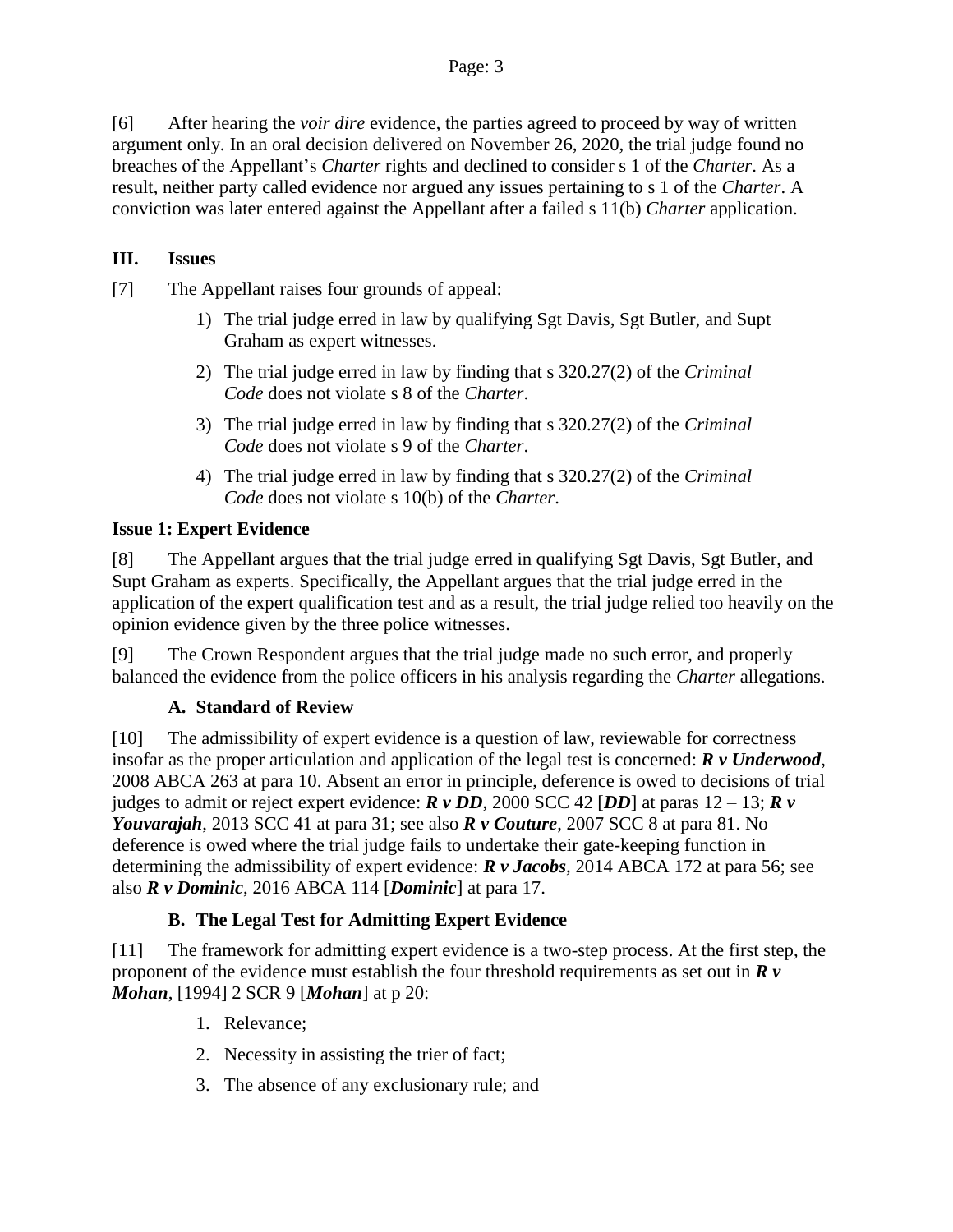[6] After hearing the *voir dire* evidence, the parties agreed to proceed by way of written argument only. In an oral decision delivered on November 26, 2020, the trial judge found no breaches of the Appellant's *Charter* rights and declined to consider s 1 of the *Charter*. As a result, neither party called evidence nor argued any issues pertaining to s 1 of the *Charter*. A conviction was later entered against the Appellant after a failed s 11(b) *Charter* application.

## III. Issues

[7] The Appellant raises four grounds of appeal:

1) The trial judge erred in law by qualifying Sgt Davis, Sgt Butler, and Supt Graham as expert witnesses.
2) The trial judge erred in law by finding that s 320.27(2) of the *Criminal Code* does not violate s 8 of the *Charter*.
3) The trial judge erred in law by finding that s 320.27(2) of the *Criminal Code* does not violate s 9 of the *Charter*.
4) The trial judge erred in law by finding that s 320.27(2) of the *Criminal Code* does not violate s 10(b) of the *Charter*.

### Issue 1: Expert Evidence

[8] The Appellant argues that the trial judge erred in qualifying Sgt Davis, Sgt Butler, and Supt Graham as experts. Specifically, the Appellant argues that the trial judge erred in the application of the expert qualification test and as a result, the trial judge relied too heavily on the opinion evidence given by the three police witnesses.

[9] The Crown Respondent argues that the trial judge made no such error, and properly balanced the evidence from the police officers in his analysis regarding the *Charter* allegations.

#### A. Standard of Review

[10] The admissibility of expert evidence is a question of law, reviewable for correctness insofar as the proper articulation and application of the legal test is concerned: ***R v Underwood***, 2008 ABCA 263 at para 10. Absent an error in principle, deference is owed to decisions of trial judges to admit or reject expert evidence: ***R v DD***, 2000 SCC 42 [***DD***] at paras 12 – 13; ***R v Youvarajah***, 2013 SCC 41 at para 31; see also ***R v Couture***, 2007 SCC 8 at para 81. No deference is owed where the trial judge fails to undertake their gate-keeping function in determining the admissibility of expert evidence: ***R v Jacobs***, 2014 ABCA 172 at para 56; see also ***R v Dominic***, 2016 ABCA 114 [***Dominic***] at para 17.

#### B. The Legal Test for Admitting Expert Evidence

[11] The framework for admitting expert evidence is a two-step process. At the first step, the proponent of the evidence must establish the four threshold requirements as set out in ***R v Mohan***, [1994] 2 SCR 9 [***Mohan***] at p 20:

1. Relevance;
2. Necessity in assisting the trier of fact;
3. The absence of any exclusionary rule; and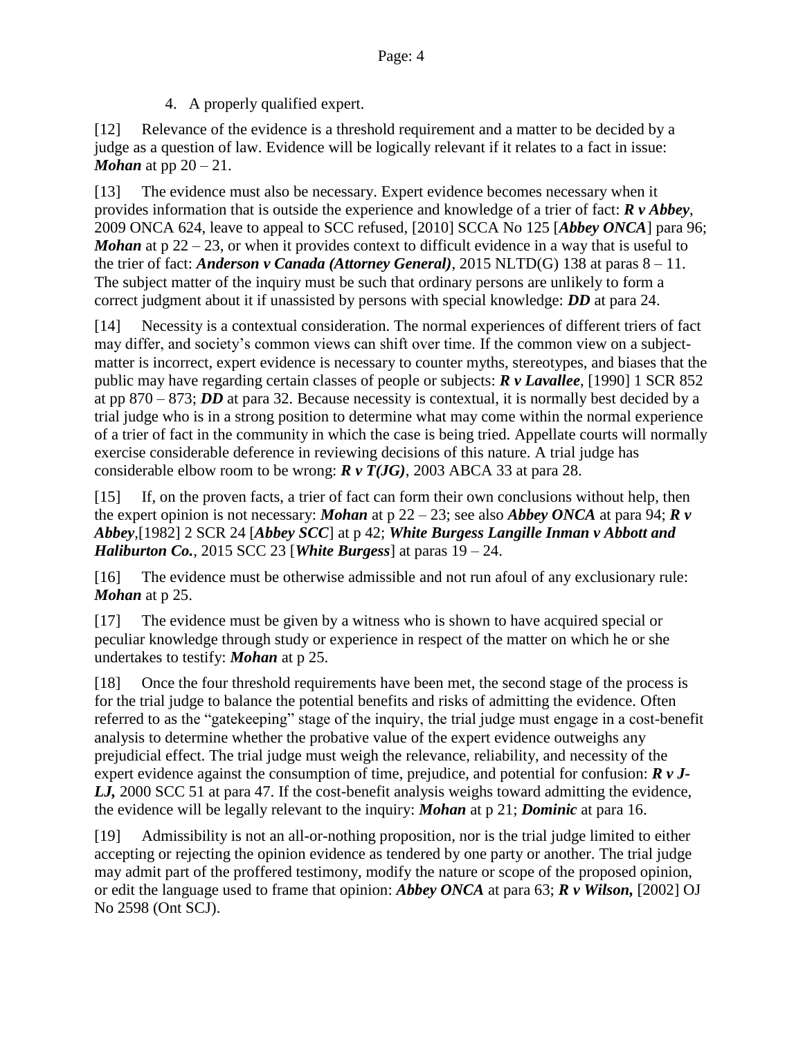4. A properly qualified expert.

[12] Relevance of the evidence is a threshold requirement and a matter to be decided by a judge as a question of law. Evidence will be logically relevant if it relates to a fact in issue: ***Mohan*** at pp 20 – 21.

[13] The evidence must also be necessary. Expert evidence becomes necessary when it provides information that is outside the experience and knowledge of a trier of fact: ***R v Abbey***, 2009 ONCA 624, leave to appeal to SCC refused, [2010] SCCA No 125 [***Abbey ONCA***] para 96; ***Mohan*** at p 22 – 23, or when it provides context to difficult evidence in a way that is useful to the trier of fact: ***Anderson v Canada (Attorney General)***, 2015 NLTD(G) 138 at paras 8 – 11. The subject matter of the inquiry must be such that ordinary persons are unlikely to form a correct judgment about it if unassisted by persons with special knowledge: ***DD*** at para 24.

[14] Necessity is a contextual consideration. The normal experiences of different triers of fact may differ, and society's common views can shift over time. If the common view on a subject-matter is incorrect, expert evidence is necessary to counter myths, stereotypes, and biases that the public may have regarding certain classes of people or subjects: ***R v Lavallee***, [1990] 1 SCR 852 at pp 870 – 873; ***DD*** at para 32. Because necessity is contextual, it is normally best decided by a trial judge who is in a strong position to determine what may come within the normal experience of a trier of fact in the community in which the case is being tried. Appellate courts will normally exercise considerable deference in reviewing decisions of this nature. A trial judge has considerable elbow room to be wrong: ***R v T(JG)***, 2003 ABCA 33 at para 28.

[15] If, on the proven facts, a trier of fact can form their own conclusions without help, then the expert opinion is not necessary: ***Mohan*** at p 22 – 23; see also ***Abbey ONCA*** at para 94; ***R v Abbey***,[1982] 2 SCR 24 [***Abbey SCC***] at p 42; ***White Burgess Langille Inman v Abbott and Haliburton Co.***, 2015 SCC 23 [***White Burgess***] at paras 19 – 24.

[16] The evidence must be otherwise admissible and not run afoul of any exclusionary rule: ***Mohan*** at p 25.

[17] The evidence must be given by a witness who is shown to have acquired special or peculiar knowledge through study or experience in respect of the matter on which he or she undertakes to testify: ***Mohan*** at p 25.

[18] Once the four threshold requirements have been met, the second stage of the process is for the trial judge to balance the potential benefits and risks of admitting the evidence. Often referred to as the "gatekeeping" stage of the inquiry, the trial judge must engage in a cost-benefit analysis to determine whether the probative value of the expert evidence outweighs any prejudicial effect. The trial judge must weigh the relevance, reliability, and necessity of the expert evidence against the consumption of time, prejudice, and potential for confusion: ***R v J-LJ,*** 2000 SCC 51 at para 47. If the cost-benefit analysis weighs toward admitting the evidence, the evidence will be legally relevant to the inquiry: ***Mohan*** at p 21; ***Dominic*** at para 16.

[19] Admissibility is not an all-or-nothing proposition, nor is the trial judge limited to either accepting or rejecting the opinion evidence as tendered by one party or another. The trial judge may admit part of the proffered testimony, modify the nature or scope of the proposed opinion, or edit the language used to frame that opinion: ***Abbey ONCA*** at para 63; ***R v Wilson,*** [2002] OJ No 2598 (Ont SCJ).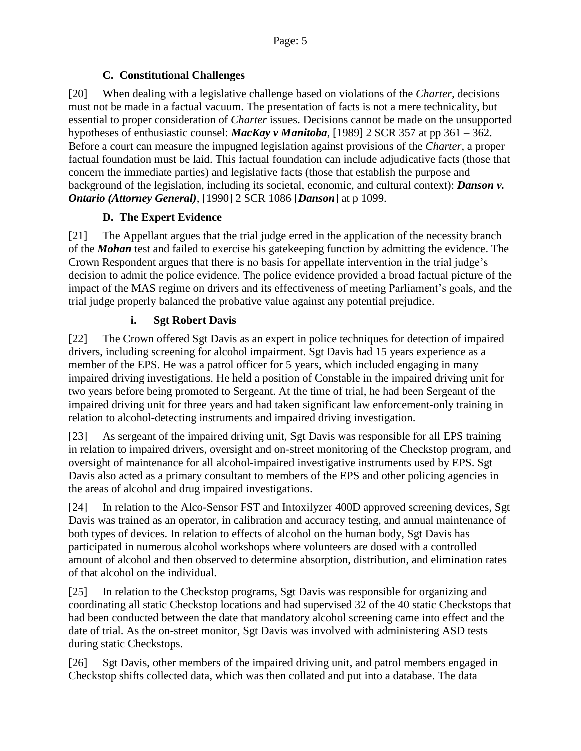### C. Constitutional Challenges

[20] When dealing with a legislative challenge based on violations of the *Charter*, decisions must not be made in a factual vacuum. The presentation of facts is not a mere technicality, but essential to proper consideration of *Charter* issues. Decisions cannot be made on the unsupported hypotheses of enthusiastic counsel: ***MacKay v Manitoba***, [1989] 2 SCR 357 at pp 361 – 362. Before a court can measure the impugned legislation against provisions of the *Charter*, a proper factual foundation must be laid. This factual foundation can include adjudicative facts (those that concern the immediate parties) and legislative facts (those that establish the purpose and background of the legislation, including its societal, economic, and cultural context): ***Danson v. Ontario (Attorney General)***, [1990] 2 SCR 1086 [***Danson***] at p 1099.

### D. The Expert Evidence

[21] The Appellant argues that the trial judge erred in the application of the necessity branch of the ***Mohan*** test and failed to exercise his gatekeeping function by admitting the evidence. The Crown Respondent argues that there is no basis for appellate intervention in the trial judge's decision to admit the police evidence. The police evidence provided a broad factual picture of the impact of the MAS regime on drivers and its effectiveness of meeting Parliament's goals, and the trial judge properly balanced the probative value against any potential prejudice.

#### i. Sgt Robert Davis

[22] The Crown offered Sgt Davis as an expert in police techniques for detection of impaired drivers, including screening for alcohol impairment. Sgt Davis had 15 years experience as a member of the EPS. He was a patrol officer for 5 years, which included engaging in many impaired driving investigations. He held a position of Constable in the impaired driving unit for two years before being promoted to Sergeant. At the time of trial, he had been Sergeant of the impaired driving unit for three years and had taken significant law enforcement-only training in relation to alcohol-detecting instruments and impaired driving investigation.

[23] As sergeant of the impaired driving unit, Sgt Davis was responsible for all EPS training in relation to impaired drivers, oversight and on-street monitoring of the Checkstop program, and oversight of maintenance for all alcohol-impaired investigative instruments used by EPS. Sgt Davis also acted as a primary consultant to members of the EPS and other policing agencies in the areas of alcohol and drug impaired investigations.

[24] In relation to the Alco-Sensor FST and Intoxilyzer 400D approved screening devices, Sgt Davis was trained as an operator, in calibration and accuracy testing, and annual maintenance of both types of devices. In relation to effects of alcohol on the human body, Sgt Davis has participated in numerous alcohol workshops where volunteers are dosed with a controlled amount of alcohol and then observed to determine absorption, distribution, and elimination rates of that alcohol on the individual.

[25] In relation to the Checkstop programs, Sgt Davis was responsible for organizing and coordinating all static Checkstop locations and had supervised 32 of the 40 static Checkstops that had been conducted between the date that mandatory alcohol screening came into effect and the date of trial. As the on-street monitor, Sgt Davis was involved with administering ASD tests during static Checkstops.

[26] Sgt Davis, other members of the impaired driving unit, and patrol members engaged in Checkstop shifts collected data, which was then collated and put into a database. The data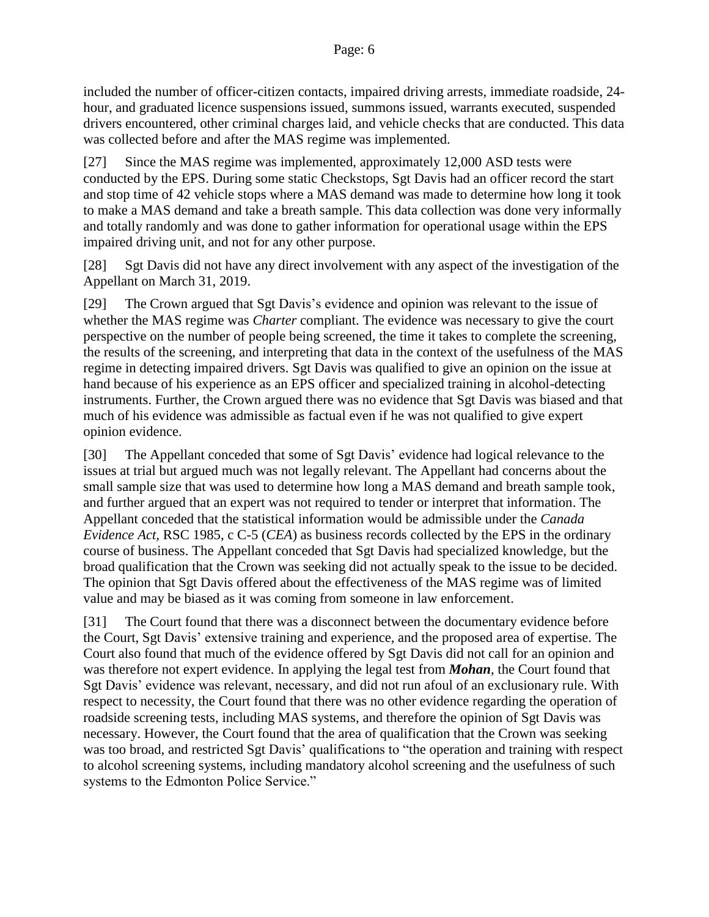included the number of officer-citizen contacts, impaired driving arrests, immediate roadside, 24-hour, and graduated licence suspensions issued, summons issued, warrants executed, suspended drivers encountered, other criminal charges laid, and vehicle checks that are conducted. This data was collected before and after the MAS regime was implemented.

[27] Since the MAS regime was implemented, approximately 12,000 ASD tests were conducted by the EPS. During some static Checkstops, Sgt Davis had an officer record the start and stop time of 42 vehicle stops where a MAS demand was made to determine how long it took to make a MAS demand and take a breath sample. This data collection was done very informally and totally randomly and was done to gather information for operational usage within the EPS impaired driving unit, and not for any other purpose.

[28] Sgt Davis did not have any direct involvement with any aspect of the investigation of the Appellant on March 31, 2019.

[29] The Crown argued that Sgt Davis's evidence and opinion was relevant to the issue of whether the MAS regime was *Charter* compliant. The evidence was necessary to give the court perspective on the number of people being screened, the time it takes to complete the screening, the results of the screening, and interpreting that data in the context of the usefulness of the MAS regime in detecting impaired drivers. Sgt Davis was qualified to give an opinion on the issue at hand because of his experience as an EPS officer and specialized training in alcohol-detecting instruments. Further, the Crown argued there was no evidence that Sgt Davis was biased and that much of his evidence was admissible as factual even if he was not qualified to give expert opinion evidence.

[30] The Appellant conceded that some of Sgt Davis' evidence had logical relevance to the issues at trial but argued much was not legally relevant. The Appellant had concerns about the small sample size that was used to determine how long a MAS demand and breath sample took, and further argued that an expert was not required to tender or interpret that information. The Appellant conceded that the statistical information would be admissible under the *Canada Evidence Act*, RSC 1985, c C-5 (*CEA*) as business records collected by the EPS in the ordinary course of business. The Appellant conceded that Sgt Davis had specialized knowledge, but the broad qualification that the Crown was seeking did not actually speak to the issue to be decided. The opinion that Sgt Davis offered about the effectiveness of the MAS regime was of limited value and may be biased as it was coming from someone in law enforcement.

[31] The Court found that there was a disconnect between the documentary evidence before the Court, Sgt Davis' extensive training and experience, and the proposed area of expertise. The Court also found that much of the evidence offered by Sgt Davis did not call for an opinion and was therefore not expert evidence. In applying the legal test from ***Mohan***, the Court found that Sgt Davis' evidence was relevant, necessary, and did not run afoul of an exclusionary rule. With respect to necessity, the Court found that there was no other evidence regarding the operation of roadside screening tests, including MAS systems, and therefore the opinion of Sgt Davis was necessary. However, the Court found that the area of qualification that the Crown was seeking was too broad, and restricted Sgt Davis' qualifications to "the operation and training with respect to alcohol screening systems, including mandatory alcohol screening and the usefulness of such systems to the Edmonton Police Service."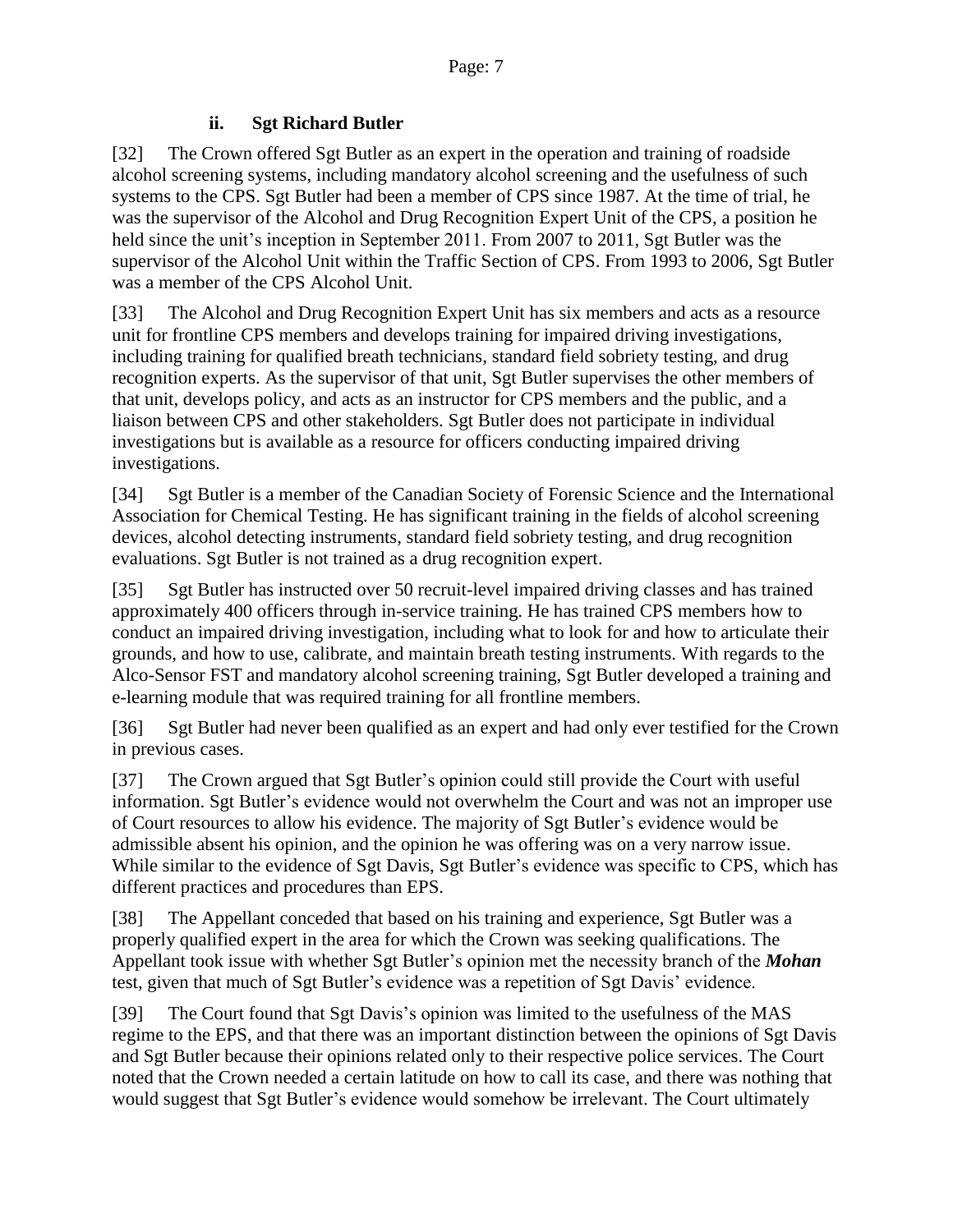### ii. Sgt Richard Butler

[32] The Crown offered Sgt Butler as an expert in the operation and training of roadside alcohol screening systems, including mandatory alcohol screening and the usefulness of such systems to the CPS. Sgt Butler had been a member of CPS since 1987. At the time of trial, he was the supervisor of the Alcohol and Drug Recognition Expert Unit of the CPS, a position he held since the unit's inception in September 2011. From 2007 to 2011, Sgt Butler was the supervisor of the Alcohol Unit within the Traffic Section of CPS. From 1993 to 2006, Sgt Butler was a member of the CPS Alcohol Unit.

[33] The Alcohol and Drug Recognition Expert Unit has six members and acts as a resource unit for frontline CPS members and develops training for impaired driving investigations, including training for qualified breath technicians, standard field sobriety testing, and drug recognition experts. As the supervisor of that unit, Sgt Butler supervises the other members of that unit, develops policy, and acts as an instructor for CPS members and the public, and a liaison between CPS and other stakeholders. Sgt Butler does not participate in individual investigations but is available as a resource for officers conducting impaired driving investigations.

[34] Sgt Butler is a member of the Canadian Society of Forensic Science and the International Association for Chemical Testing. He has significant training in the fields of alcohol screening devices, alcohol detecting instruments, standard field sobriety testing, and drug recognition evaluations. Sgt Butler is not trained as a drug recognition expert.

[35] Sgt Butler has instructed over 50 recruit-level impaired driving classes and has trained approximately 400 officers through in-service training. He has trained CPS members how to conduct an impaired driving investigation, including what to look for and how to articulate their grounds, and how to use, calibrate, and maintain breath testing instruments. With regards to the Alco-Sensor FST and mandatory alcohol screening training, Sgt Butler developed a training and e-learning module that was required training for all frontline members.

[36] Sgt Butler had never been qualified as an expert and had only ever testified for the Crown in previous cases.

[37] The Crown argued that Sgt Butler's opinion could still provide the Court with useful information. Sgt Butler's evidence would not overwhelm the Court and was not an improper use of Court resources to allow his evidence. The majority of Sgt Butler's evidence would be admissible absent his opinion, and the opinion he was offering was on a very narrow issue. While similar to the evidence of Sgt Davis, Sgt Butler's evidence was specific to CPS, which has different practices and procedures than EPS.

[38] The Appellant conceded that based on his training and experience, Sgt Butler was a properly qualified expert in the area for which the Crown was seeking qualifications. The Appellant took issue with whether Sgt Butler's opinion met the necessity branch of the ***Mohan*** test, given that much of Sgt Butler's evidence was a repetition of Sgt Davis' evidence.

[39] The Court found that Sgt Davis's opinion was limited to the usefulness of the MAS regime to the EPS, and that there was an important distinction between the opinions of Sgt Davis and Sgt Butler because their opinions related only to their respective police services. The Court noted that the Crown needed a certain latitude on how to call its case, and there was nothing that would suggest that Sgt Butler's evidence would somehow be irrelevant. The Court ultimately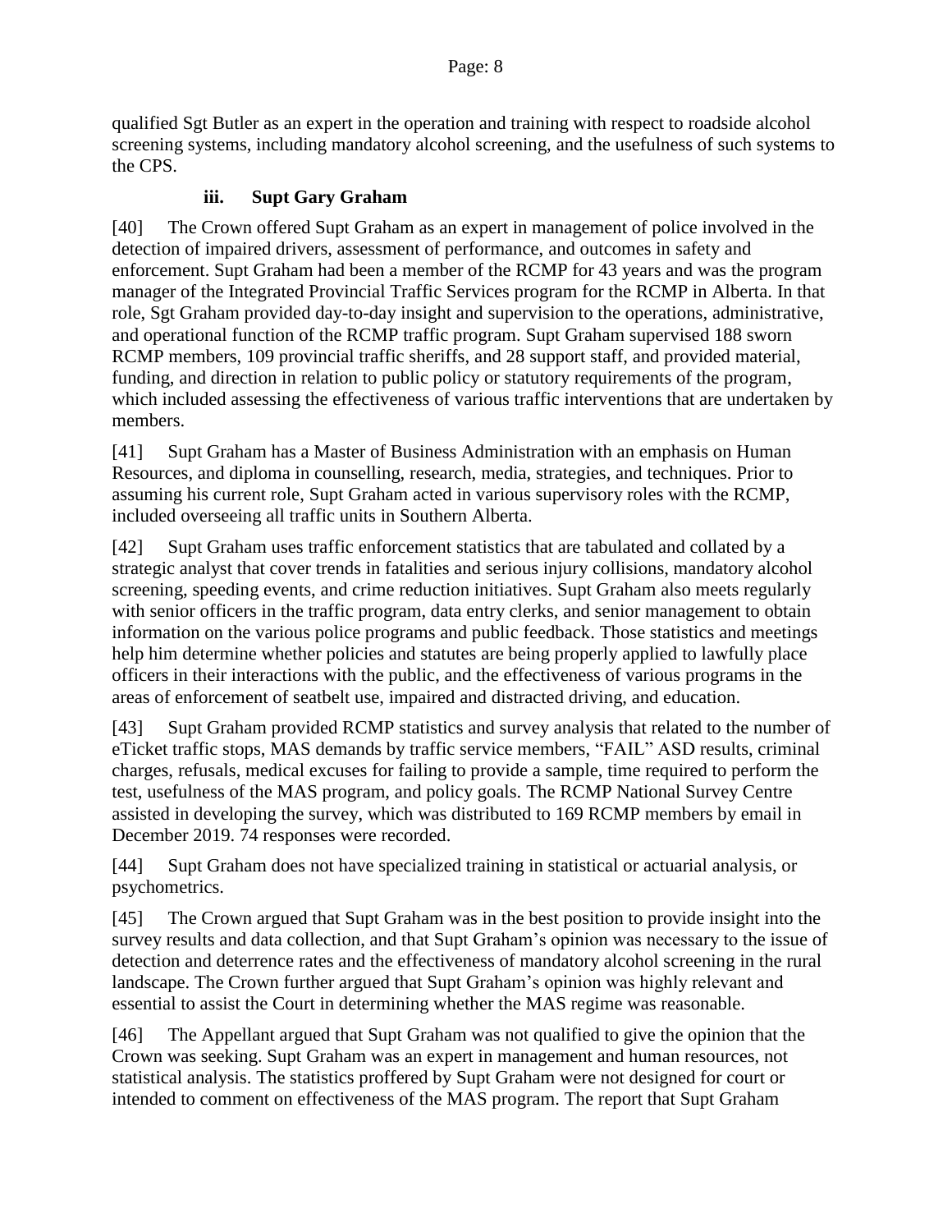qualified Sgt Butler as an expert in the operation and training with respect to roadside alcohol screening systems, including mandatory alcohol screening, and the usefulness of such systems to the CPS.

### iii. Supt Gary Graham

[40] The Crown offered Supt Graham as an expert in management of police involved in the detection of impaired drivers, assessment of performance, and outcomes in safety and enforcement. Supt Graham had been a member of the RCMP for 43 years and was the program manager of the Integrated Provincial Traffic Services program for the RCMP in Alberta. In that role, Sgt Graham provided day-to-day insight and supervision to the operations, administrative, and operational function of the RCMP traffic program. Supt Graham supervised 188 sworn RCMP members, 109 provincial traffic sheriffs, and 28 support staff, and provided material, funding, and direction in relation to public policy or statutory requirements of the program, which included assessing the effectiveness of various traffic interventions that are undertaken by members.

[41] Supt Graham has a Master of Business Administration with an emphasis on Human Resources, and diploma in counselling, research, media, strategies, and techniques. Prior to assuming his current role, Supt Graham acted in various supervisory roles with the RCMP, included overseeing all traffic units in Southern Alberta.

[42] Supt Graham uses traffic enforcement statistics that are tabulated and collated by a strategic analyst that cover trends in fatalities and serious injury collisions, mandatory alcohol screening, speeding events, and crime reduction initiatives. Supt Graham also meets regularly with senior officers in the traffic program, data entry clerks, and senior management to obtain information on the various police programs and public feedback. Those statistics and meetings help him determine whether policies and statutes are being properly applied to lawfully place officers in their interactions with the public, and the effectiveness of various programs in the areas of enforcement of seatbelt use, impaired and distracted driving, and education.

[43] Supt Graham provided RCMP statistics and survey analysis that related to the number of eTicket traffic stops, MAS demands by traffic service members, "FAIL" ASD results, criminal charges, refusals, medical excuses for failing to provide a sample, time required to perform the test, usefulness of the MAS program, and policy goals. The RCMP National Survey Centre assisted in developing the survey, which was distributed to 169 RCMP members by email in December 2019. 74 responses were recorded.

[44] Supt Graham does not have specialized training in statistical or actuarial analysis, or psychometrics.

[45] The Crown argued that Supt Graham was in the best position to provide insight into the survey results and data collection, and that Supt Graham's opinion was necessary to the issue of detection and deterrence rates and the effectiveness of mandatory alcohol screening in the rural landscape. The Crown further argued that Supt Graham's opinion was highly relevant and essential to assist the Court in determining whether the MAS regime was reasonable.

[46] The Appellant argued that Supt Graham was not qualified to give the opinion that the Crown was seeking. Supt Graham was an expert in management and human resources, not statistical analysis. The statistics proffered by Supt Graham were not designed for court or intended to comment on effectiveness of the MAS program. The report that Supt Graham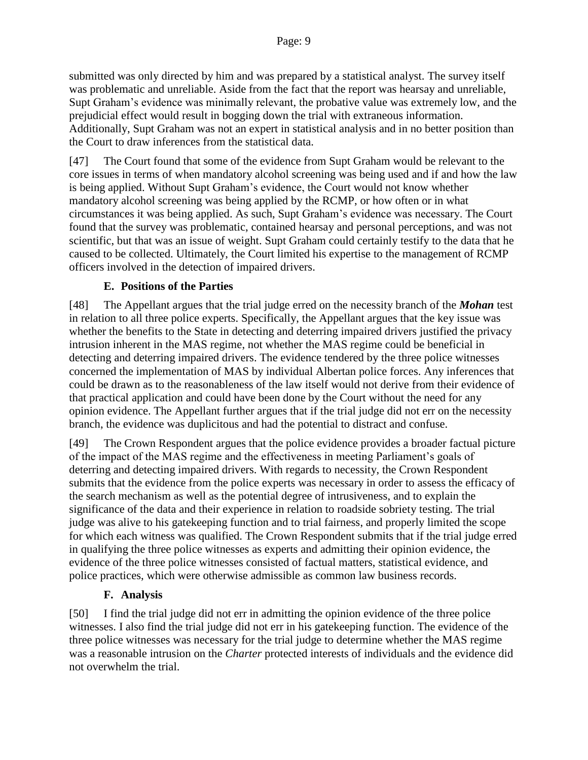submitted was only directed by him and was prepared by a statistical analyst. The survey itself was problematic and unreliable. Aside from the fact that the report was hearsay and unreliable, Supt Graham's evidence was minimally relevant, the probative value was extremely low, and the prejudicial effect would result in bogging down the trial with extraneous information. Additionally, Supt Graham was not an expert in statistical analysis and in no better position than the Court to draw inferences from the statistical data.

[47] The Court found that some of the evidence from Supt Graham would be relevant to the core issues in terms of when mandatory alcohol screening was being used and if and how the law is being applied. Without Supt Graham's evidence, the Court would not know whether mandatory alcohol screening was being applied by the RCMP, or how often or in what circumstances it was being applied. As such, Supt Graham's evidence was necessary. The Court found that the survey was problematic, contained hearsay and personal perceptions, and was not scientific, but that was an issue of weight. Supt Graham could certainly testify to the data that he caused to be collected. Ultimately, the Court limited his expertise to the management of RCMP officers involved in the detection of impaired drivers.

### E. Positions of the Parties

[48] The Appellant argues that the trial judge erred on the necessity branch of the ***Mohan*** test in relation to all three police experts. Specifically, the Appellant argues that the key issue was whether the benefits to the State in detecting and deterring impaired drivers justified the privacy intrusion inherent in the MAS regime, not whether the MAS regime could be beneficial in detecting and deterring impaired drivers. The evidence tendered by the three police witnesses concerned the implementation of MAS by individual Albertan police forces. Any inferences that could be drawn as to the reasonableness of the law itself would not derive from their evidence of that practical application and could have been done by the Court without the need for any opinion evidence. The Appellant further argues that if the trial judge did not err on the necessity branch, the evidence was duplicitous and had the potential to distract and confuse.

[49] The Crown Respondent argues that the police evidence provides a broader factual picture of the impact of the MAS regime and the effectiveness in meeting Parliament's goals of deterring and detecting impaired drivers. With regards to necessity, the Crown Respondent submits that the evidence from the police experts was necessary in order to assess the efficacy of the search mechanism as well as the potential degree of intrusiveness, and to explain the significance of the data and their experience in relation to roadside sobriety testing. The trial judge was alive to his gatekeeping function and to trial fairness, and properly limited the scope for which each witness was qualified. The Crown Respondent submits that if the trial judge erred in qualifying the three police witnesses as experts and admitting their opinion evidence, the evidence of the three police witnesses consisted of factual matters, statistical evidence, and police practices, which were otherwise admissible as common law business records.

### F. Analysis

[50] I find the trial judge did not err in admitting the opinion evidence of the three police witnesses. I also find the trial judge did not err in his gatekeeping function. The evidence of the three police witnesses was necessary for the trial judge to determine whether the MAS regime was a reasonable intrusion on the *Charter* protected interests of individuals and the evidence did not overwhelm the trial.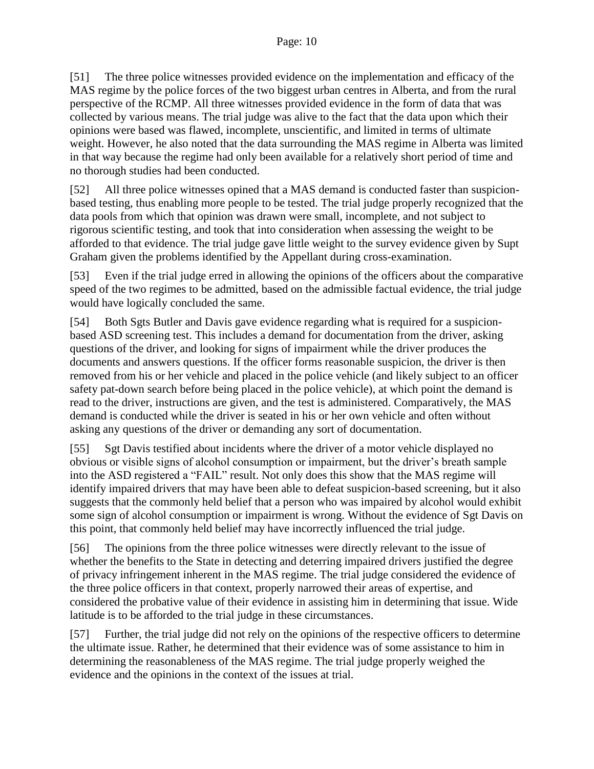[51] The three police witnesses provided evidence on the implementation and efficacy of the MAS regime by the police forces of the two biggest urban centres in Alberta, and from the rural perspective of the RCMP. All three witnesses provided evidence in the form of data that was collected by various means. The trial judge was alive to the fact that the data upon which their opinions were based was flawed, incomplete, unscientific, and limited in terms of ultimate weight. However, he also noted that the data surrounding the MAS regime in Alberta was limited in that way because the regime had only been available for a relatively short period of time and no thorough studies had been conducted.

[52] All three police witnesses opined that a MAS demand is conducted faster than suspicion-based testing, thus enabling more people to be tested. The trial judge properly recognized that the data pools from which that opinion was drawn were small, incomplete, and not subject to rigorous scientific testing, and took that into consideration when assessing the weight to be afforded to that evidence. The trial judge gave little weight to the survey evidence given by Supt Graham given the problems identified by the Appellant during cross-examination.

[53] Even if the trial judge erred in allowing the opinions of the officers about the comparative speed of the two regimes to be admitted, based on the admissible factual evidence, the trial judge would have logically concluded the same.

[54] Both Sgts Butler and Davis gave evidence regarding what is required for a suspicion-based ASD screening test. This includes a demand for documentation from the driver, asking questions of the driver, and looking for signs of impairment while the driver produces the documents and answers questions. If the officer forms reasonable suspicion, the driver is then removed from his or her vehicle and placed in the police vehicle (and likely subject to an officer safety pat-down search before being placed in the police vehicle), at which point the demand is read to the driver, instructions are given, and the test is administered. Comparatively, the MAS demand is conducted while the driver is seated in his or her own vehicle and often without asking any questions of the driver or demanding any sort of documentation.

[55] Sgt Davis testified about incidents where the driver of a motor vehicle displayed no obvious or visible signs of alcohol consumption or impairment, but the driver's breath sample into the ASD registered a "FAIL" result. Not only does this show that the MAS regime will identify impaired drivers that may have been able to defeat suspicion-based screening, but it also suggests that the commonly held belief that a person who was impaired by alcohol would exhibit some sign of alcohol consumption or impairment is wrong. Without the evidence of Sgt Davis on this point, that commonly held belief may have incorrectly influenced the trial judge.

[56] The opinions from the three police witnesses were directly relevant to the issue of whether the benefits to the State in detecting and deterring impaired drivers justified the degree of privacy infringement inherent in the MAS regime. The trial judge considered the evidence of the three police officers in that context, properly narrowed their areas of expertise, and considered the probative value of their evidence in assisting him in determining that issue. Wide latitude is to be afforded to the trial judge in these circumstances.

[57] Further, the trial judge did not rely on the opinions of the respective officers to determine the ultimate issue. Rather, he determined that their evidence was of some assistance to him in determining the reasonableness of the MAS regime. The trial judge properly weighed the evidence and the opinions in the context of the issues at trial.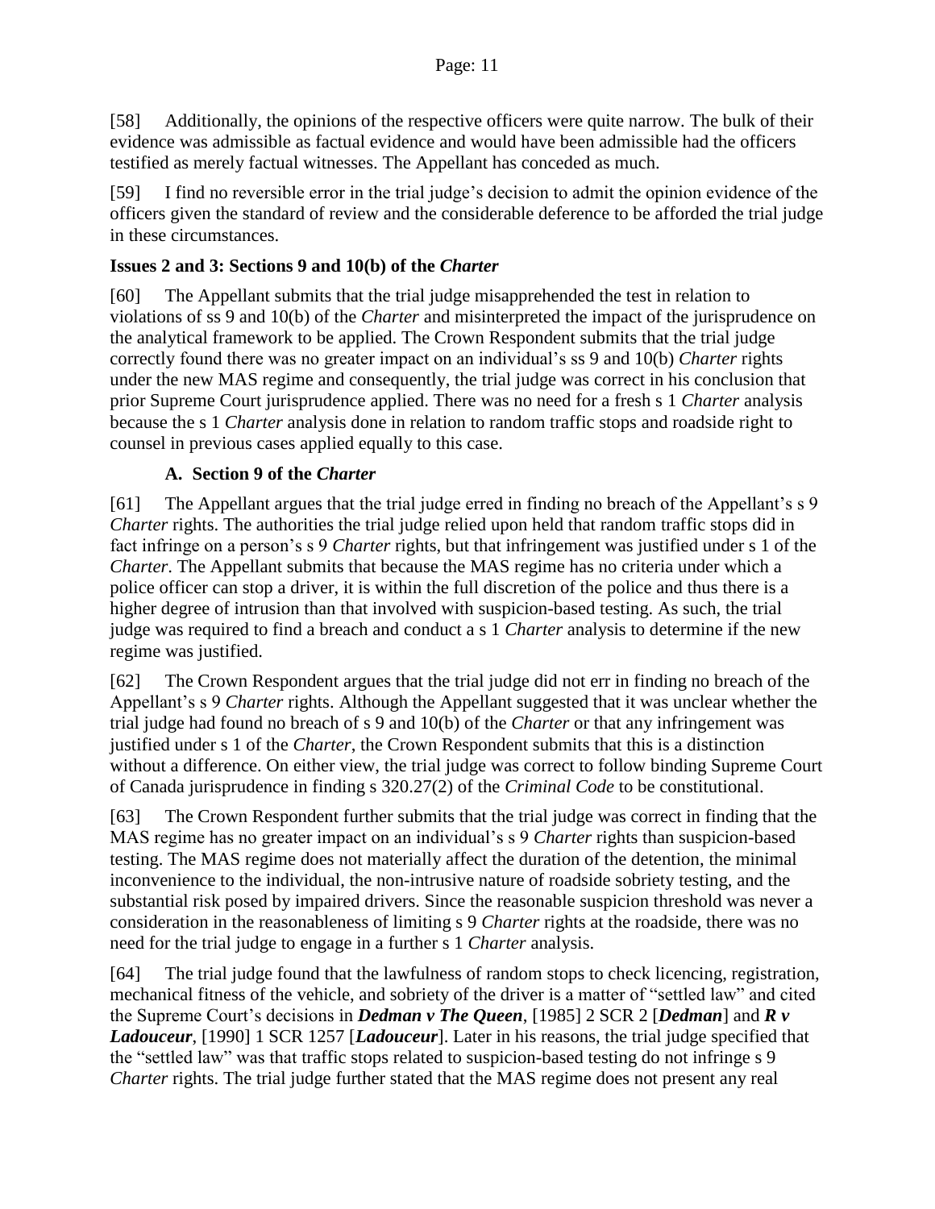[58] Additionally, the opinions of the respective officers were quite narrow. The bulk of their evidence was admissible as factual evidence and would have been admissible had the officers testified as merely factual witnesses. The Appellant has conceded as much.

[59] I find no reversible error in the trial judge's decision to admit the opinion evidence of the officers given the standard of review and the considerable deference to be afforded the trial judge in these circumstances.

### Issues 2 and 3: Sections 9 and 10(b) of the *Charter*

[60] The Appellant submits that the trial judge misapprehended the test in relation to violations of ss 9 and 10(b) of the *Charter* and misinterpreted the impact of the jurisprudence on the analytical framework to be applied. The Crown Respondent submits that the trial judge correctly found there was no greater impact on an individual's ss 9 and 10(b) *Charter* rights under the new MAS regime and consequently, the trial judge was correct in his conclusion that prior Supreme Court jurisprudence applied. There was no need for a fresh s 1 *Charter* analysis because the s 1 *Charter* analysis done in relation to random traffic stops and roadside right to counsel in previous cases applied equally to this case.

#### A. Section 9 of the *Charter*

[61] The Appellant argues that the trial judge erred in finding no breach of the Appellant's s 9 *Charter* rights. The authorities the trial judge relied upon held that random traffic stops did in fact infringe on a person's s 9 *Charter* rights, but that infringement was justified under s 1 of the *Charter*. The Appellant submits that because the MAS regime has no criteria under which a police officer can stop a driver, it is within the full discretion of the police and thus there is a higher degree of intrusion than that involved with suspicion-based testing. As such, the trial judge was required to find a breach and conduct a s 1 *Charter* analysis to determine if the new regime was justified.

[62] The Crown Respondent argues that the trial judge did not err in finding no breach of the Appellant's s 9 *Charter* rights. Although the Appellant suggested that it was unclear whether the trial judge had found no breach of s 9 and 10(b) of the *Charter* or that any infringement was justified under s 1 of the *Charter*, the Crown Respondent submits that this is a distinction without a difference. On either view, the trial judge was correct to follow binding Supreme Court of Canada jurisprudence in finding s 320.27(2) of the *Criminal Code* to be constitutional.

[63] The Crown Respondent further submits that the trial judge was correct in finding that the MAS regime has no greater impact on an individual's s 9 *Charter* rights than suspicion-based testing. The MAS regime does not materially affect the duration of the detention, the minimal inconvenience to the individual, the non-intrusive nature of roadside sobriety testing, and the substantial risk posed by impaired drivers. Since the reasonable suspicion threshold was never a consideration in the reasonableness of limiting s 9 *Charter* rights at the roadside, there was no need for the trial judge to engage in a further s 1 *Charter* analysis.

[64] The trial judge found that the lawfulness of random stops to check licencing, registration, mechanical fitness of the vehicle, and sobriety of the driver is a matter of "settled law" and cited the Supreme Court's decisions in ***Dedman v The Queen***, [1985] 2 SCR 2 [***Dedman***] and ***R v Ladouceur***, [1990] 1 SCR 1257 [***Ladouceur***]. Later in his reasons, the trial judge specified that the "settled law" was that traffic stops related to suspicion-based testing do not infringe s 9 *Charter* rights. The trial judge further stated that the MAS regime does not present any real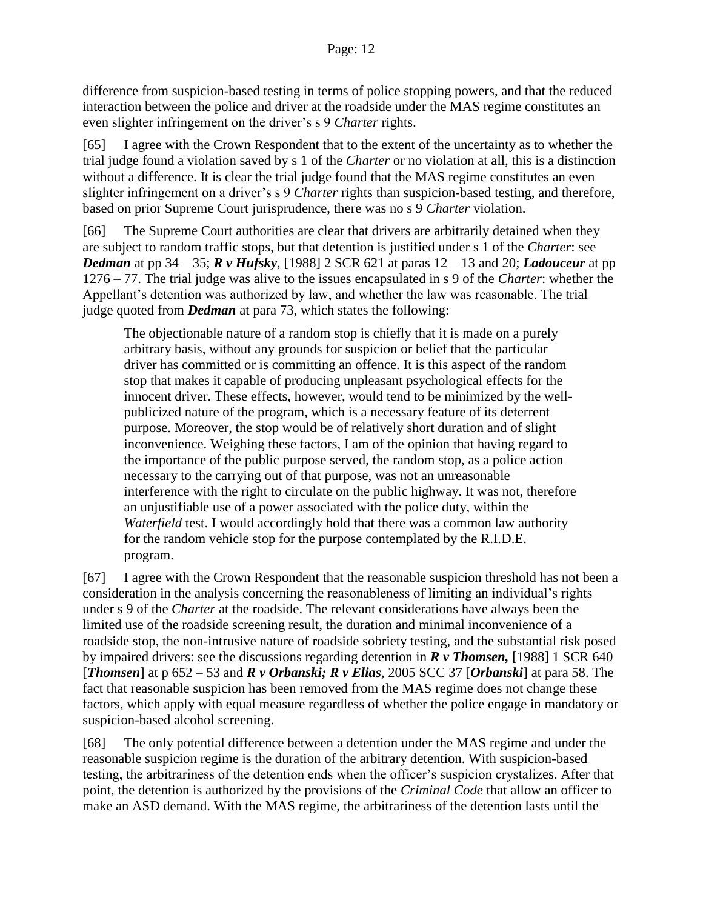difference from suspicion-based testing in terms of police stopping powers, and that the reduced interaction between the police and driver at the roadside under the MAS regime constitutes an even slighter infringement on the driver's s 9 *Charter* rights.

[65] I agree with the Crown Respondent that to the extent of the uncertainty as to whether the trial judge found a violation saved by s 1 of the *Charter* or no violation at all, this is a distinction without a difference. It is clear the trial judge found that the MAS regime constitutes an even slighter infringement on a driver's s 9 *Charter* rights than suspicion-based testing, and therefore, based on prior Supreme Court jurisprudence, there was no s 9 *Charter* violation.

[66] The Supreme Court authorities are clear that drivers are arbitrarily detained when they are subject to random traffic stops, but that detention is justified under s 1 of the *Charter*: see ***Dedman*** at pp 34 – 35; ***R v Hufsky***, [1988] 2 SCR 621 at paras 12 – 13 and 20; ***Ladouceur*** at pp 1276 – 77. The trial judge was alive to the issues encapsulated in s 9 of the *Charter*: whether the Appellant's detention was authorized by law, and whether the law was reasonable. The trial judge quoted from ***Dedman*** at para 73, which states the following:

> The objectionable nature of a random stop is chiefly that it is made on a purely arbitrary basis, without any grounds for suspicion or belief that the particular driver has committed or is committing an offence. It is this aspect of the random stop that makes it capable of producing unpleasant psychological effects for the innocent driver. These effects, however, would tend to be minimized by the well-publicized nature of the program, which is a necessary feature of its deterrent purpose. Moreover, the stop would be of relatively short duration and of slight inconvenience. Weighing these factors, I am of the opinion that having regard to the importance of the public purpose served, the random stop, as a police action necessary to the carrying out of that purpose, was not an unreasonable interference with the right to circulate on the public highway. It was not, therefore an unjustifiable use of a power associated with the police duty, within the *Waterfield* test. I would accordingly hold that there was a common law authority for the random vehicle stop for the purpose contemplated by the R.I.D.E. program.

[67] I agree with the Crown Respondent that the reasonable suspicion threshold has not been a consideration in the analysis concerning the reasonableness of limiting an individual's rights under s 9 of the *Charter* at the roadside. The relevant considerations have always been the limited use of the roadside screening result, the duration and minimal inconvenience of a roadside stop, the non-intrusive nature of roadside sobriety testing, and the substantial risk posed by impaired drivers: see the discussions regarding detention in ***R v Thomsen,*** [1988] 1 SCR 640 [***Thomsen***] at p 652 – 53 and ***R v Orbanski; R v Elias***, 2005 SCC 37 [***Orbanski***] at para 58. The fact that reasonable suspicion has been removed from the MAS regime does not change these factors, which apply with equal measure regardless of whether the police engage in mandatory or suspicion-based alcohol screening.

[68] The only potential difference between a detention under the MAS regime and under the reasonable suspicion regime is the duration of the arbitrary detention. With suspicion-based testing, the arbitrariness of the detention ends when the officer's suspicion crystalizes. After that point, the detention is authorized by the provisions of the *Criminal Code* that allow an officer to make an ASD demand. With the MAS regime, the arbitrariness of the detention lasts until the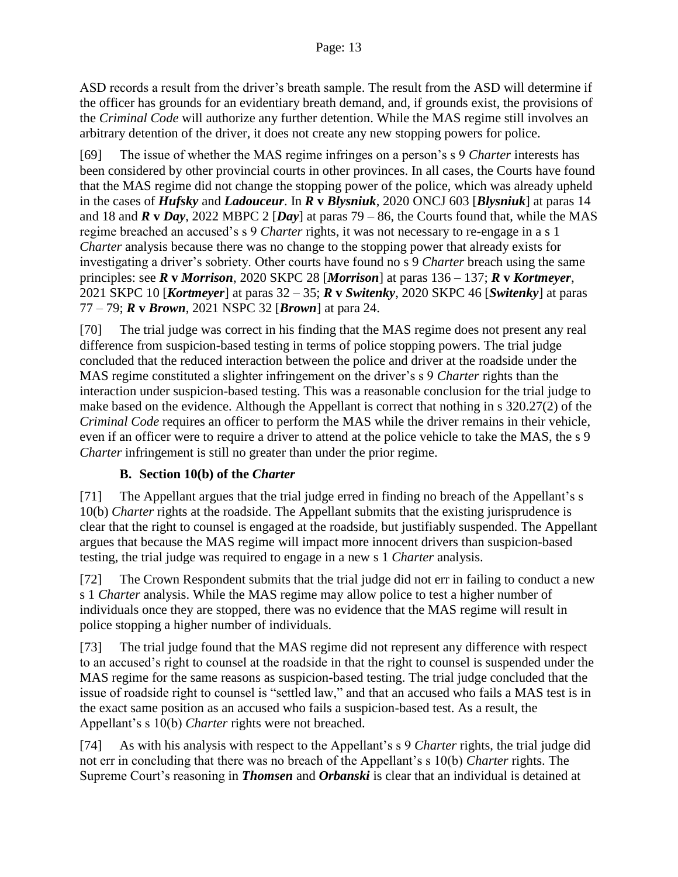ASD records a result from the driver's breath sample. The result from the ASD will determine if the officer has grounds for an evidentiary breath demand, and, if grounds exist, the provisions of the *Criminal Code* will authorize any further detention. While the MAS regime still involves an arbitrary detention of the driver, it does not create any new stopping powers for police.

[69] The issue of whether the MAS regime infringes on a person's s 9 *Charter* interests has been considered by other provincial courts in other provinces. In all cases, the Courts have found that the MAS regime did not change the stopping power of the police, which was already upheld in the cases of ***Hufsky*** and ***Ladouceur***. In ***R* v *Blysniuk***, 2020 ONCJ 603 [***Blysniuk***] at paras 14 and 18 and ***R* v *Day***, 2022 MBPC 2 [***Day***] at paras 79 – 86, the Courts found that, while the MAS regime breached an accused's s 9 *Charter* rights, it was not necessary to re-engage in a s 1 *Charter* analysis because there was no change to the stopping power that already exists for investigating a driver's sobriety. Other courts have found no s 9 *Charter* breach using the same principles: see ***R* v *Morrison***, 2020 SKPC 28 [***Morrison***] at paras 136 – 137; ***R* v *Kortmeyer***, 2021 SKPC 10 [***Kortmeyer***] at paras 32 – 35; ***R* v *Switenky***, 2020 SKPC 46 [***Switenky***] at paras 77 – 79; ***R* v *Brown***, 2021 NSPC 32 [***Brown***] at para 24.

[70] The trial judge was correct in his finding that the MAS regime does not present any real difference from suspicion-based testing in terms of police stopping powers. The trial judge concluded that the reduced interaction between the police and driver at the roadside under the MAS regime constituted a slighter infringement on the driver's s 9 *Charter* rights than the interaction under suspicion-based testing. This was a reasonable conclusion for the trial judge to make based on the evidence. Although the Appellant is correct that nothing in s 320.27(2) of the *Criminal Code* requires an officer to perform the MAS while the driver remains in their vehicle, even if an officer were to require a driver to attend at the police vehicle to take the MAS, the s 9 *Charter* infringement is still no greater than under the prior regime.

### B. Section 10(b) of the *Charter*

[71] The Appellant argues that the trial judge erred in finding no breach of the Appellant's s 10(b) *Charter* rights at the roadside. The Appellant submits that the existing jurisprudence is clear that the right to counsel is engaged at the roadside, but justifiably suspended. The Appellant argues that because the MAS regime will impact more innocent drivers than suspicion-based testing, the trial judge was required to engage in a new s 1 *Charter* analysis.

[72] The Crown Respondent submits that the trial judge did not err in failing to conduct a new s 1 *Charter* analysis. While the MAS regime may allow police to test a higher number of individuals once they are stopped, there was no evidence that the MAS regime will result in police stopping a higher number of individuals.

[73] The trial judge found that the MAS regime did not represent any difference with respect to an accused's right to counsel at the roadside in that the right to counsel is suspended under the MAS regime for the same reasons as suspicion-based testing. The trial judge concluded that the issue of roadside right to counsel is "settled law," and that an accused who fails a MAS test is in the exact same position as an accused who fails a suspicion-based test. As a result, the Appellant's s 10(b) *Charter* rights were not breached.

[74] As with his analysis with respect to the Appellant's s 9 *Charter* rights, the trial judge did not err in concluding that there was no breach of the Appellant's s 10(b) *Charter* rights. The Supreme Court's reasoning in ***Thomsen*** and ***Orbanski*** is clear that an individual is detained at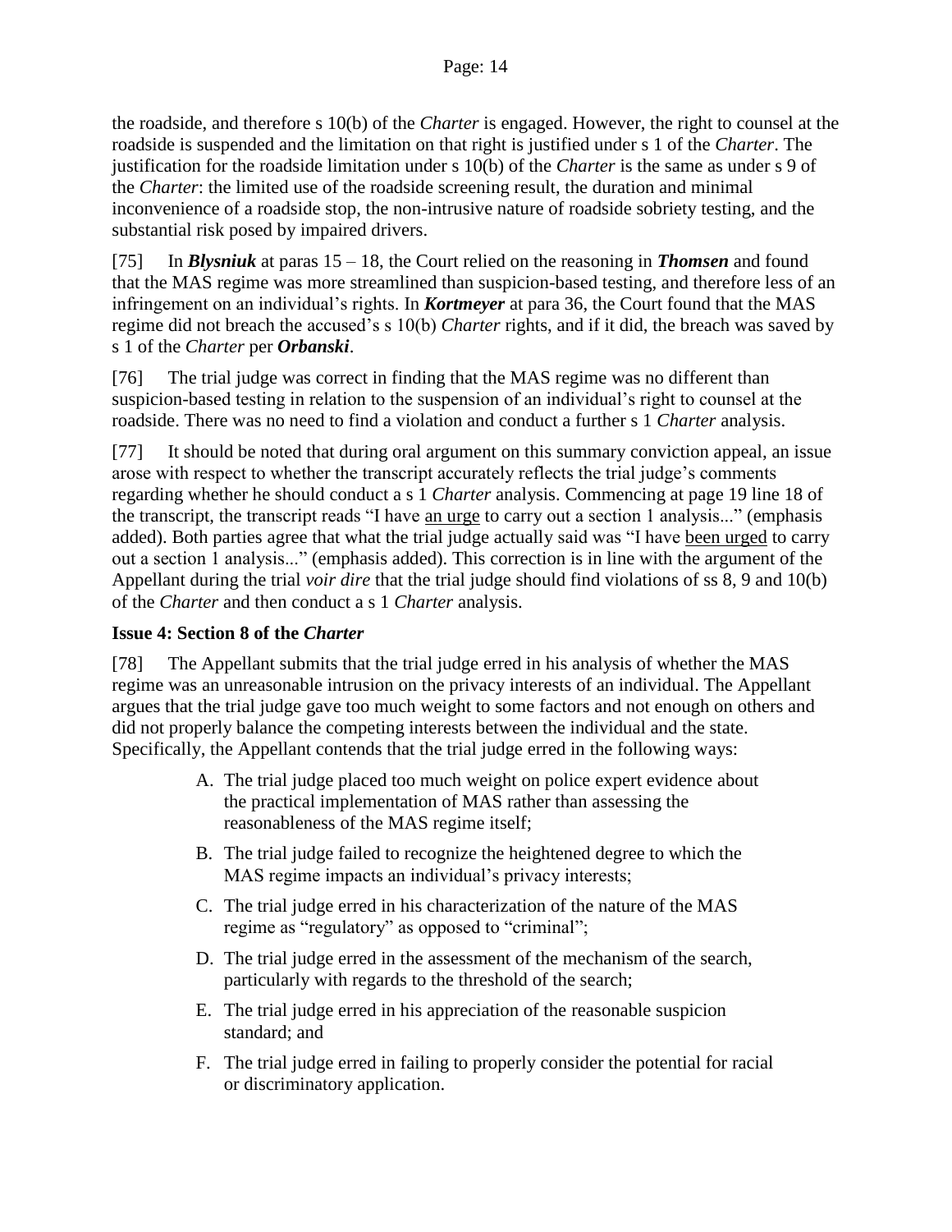the roadside, and therefore s 10(b) of the *Charter* is engaged. However, the right to counsel at the roadside is suspended and the limitation on that right is justified under s 1 of the *Charter*. The justification for the roadside limitation under s 10(b) of the *Charter* is the same as under s 9 of the *Charter*: the limited use of the roadside screening result, the duration and minimal inconvenience of a roadside stop, the non-intrusive nature of roadside sobriety testing, and the substantial risk posed by impaired drivers.

[75] In ***Blysniuk*** at paras 15 – 18, the Court relied on the reasoning in ***Thomsen*** and found that the MAS regime was more streamlined than suspicion-based testing, and therefore less of an infringement on an individual's rights. In ***Kortmeyer*** at para 36, the Court found that the MAS regime did not breach the accused's s 10(b) *Charter* rights, and if it did, the breach was saved by s 1 of the *Charter* per ***Orbanski***.

[76] The trial judge was correct in finding that the MAS regime was no different than suspicion-based testing in relation to the suspension of an individual's right to counsel at the roadside. There was no need to find a violation and conduct a further s 1 *Charter* analysis.

[77] It should be noted that during oral argument on this summary conviction appeal, an issue arose with respect to whether the transcript accurately reflects the trial judge's comments regarding whether he should conduct a s 1 *Charter* analysis. Commencing at page 19 line 18 of the transcript, the transcript reads "I have <u>an urge</u> to carry out a section 1 analysis..." (emphasis added). Both parties agree that what the trial judge actually said was "I have <u>been urged</u> to carry out a section 1 analysis..." (emphasis added). This correction is in line with the argument of the Appellant during the trial *voir dire* that the trial judge should find violations of ss 8, 9 and 10(b) of the *Charter* and then conduct a s 1 *Charter* analysis.

**Issue 4: Section 8 of the *Charter***

[78] The Appellant submits that the trial judge erred in his analysis of whether the MAS regime was an unreasonable intrusion on the privacy interests of an individual. The Appellant argues that the trial judge gave too much weight to some factors and not enough on others and did not properly balance the competing interests between the individual and the state. Specifically, the Appellant contends that the trial judge erred in the following ways:

A. The trial judge placed too much weight on police expert evidence about the practical implementation of MAS rather than assessing the reasonableness of the MAS regime itself;

B. The trial judge failed to recognize the heightened degree to which the MAS regime impacts an individual's privacy interests;

C. The trial judge erred in his characterization of the nature of the MAS regime as "regulatory" as opposed to "criminal";

D. The trial judge erred in the assessment of the mechanism of the search, particularly with regards to the threshold of the search;

E. The trial judge erred in his appreciation of the reasonable suspicion standard; and

F. The trial judge erred in failing to properly consider the potential for racial or discriminatory application.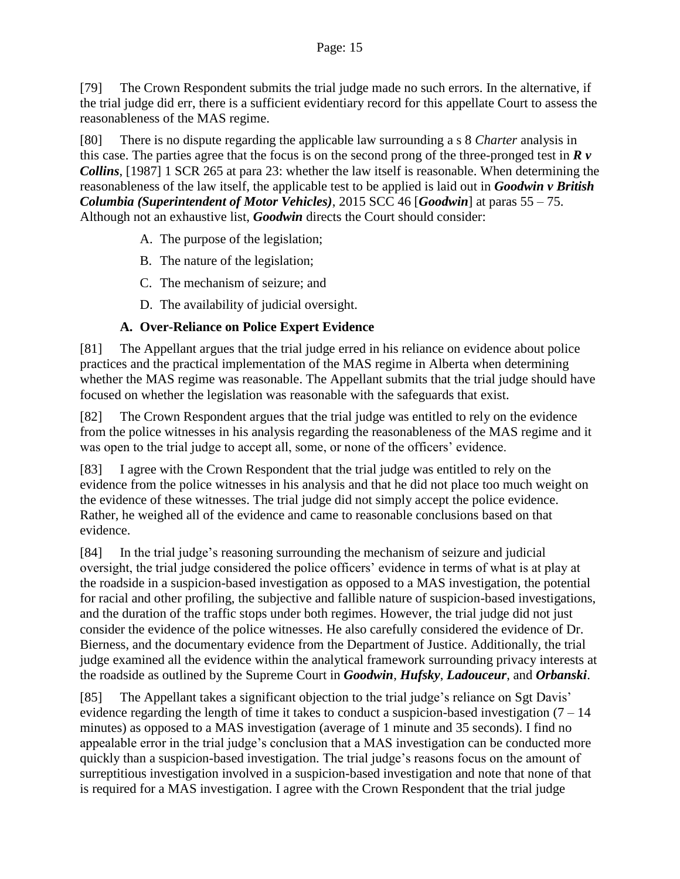[79] The Crown Respondent submits the trial judge made no such errors. In the alternative, if the trial judge did err, there is a sufficient evidentiary record for this appellate Court to assess the reasonableness of the MAS regime.

[80] There is no dispute regarding the applicable law surrounding a s 8 *Charter* analysis in this case. The parties agree that the focus is on the second prong of the three-pronged test in ***R v Collins***, [1987] 1 SCR 265 at para 23: whether the law itself is reasonable. When determining the reasonableness of the law itself, the applicable test to be applied is laid out in ***Goodwin v British Columbia (Superintendent of Motor Vehicles)***, 2015 SCC 46 [***Goodwin***] at paras 55 – 75. Although not an exhaustive list, ***Goodwin*** directs the Court should consider:

A. The purpose of the legislation;

B. The nature of the legislation;

C. The mechanism of seizure; and

D. The availability of judicial oversight.

### A. Over-Reliance on Police Expert Evidence

[81] The Appellant argues that the trial judge erred in his reliance on evidence about police practices and the practical implementation of the MAS regime in Alberta when determining whether the MAS regime was reasonable. The Appellant submits that the trial judge should have focused on whether the legislation was reasonable with the safeguards that exist.

[82] The Crown Respondent argues that the trial judge was entitled to rely on the evidence from the police witnesses in his analysis regarding the reasonableness of the MAS regime and it was open to the trial judge to accept all, some, or none of the officers' evidence.

[83] I agree with the Crown Respondent that the trial judge was entitled to rely on the evidence from the police witnesses in his analysis and that he did not place too much weight on the evidence of these witnesses. The trial judge did not simply accept the police evidence. Rather, he weighed all of the evidence and came to reasonable conclusions based on that evidence.

[84] In the trial judge's reasoning surrounding the mechanism of seizure and judicial oversight, the trial judge considered the police officers' evidence in terms of what is at play at the roadside in a suspicion-based investigation as opposed to a MAS investigation, the potential for racial and other profiling, the subjective and fallible nature of suspicion-based investigations, and the duration of the traffic stops under both regimes. However, the trial judge did not just consider the evidence of the police witnesses. He also carefully considered the evidence of Dr. Bierness, and the documentary evidence from the Department of Justice. Additionally, the trial judge examined all the evidence within the analytical framework surrounding privacy interests at the roadside as outlined by the Supreme Court in ***Goodwin***, ***Hufsky***, ***Ladouceur***, and ***Orbanski***.

[85] The Appellant takes a significant objection to the trial judge's reliance on Sgt Davis' evidence regarding the length of time it takes to conduct a suspicion-based investigation (7 – 14 minutes) as opposed to a MAS investigation (average of 1 minute and 35 seconds). I find no appealable error in the trial judge's conclusion that a MAS investigation can be conducted more quickly than a suspicion-based investigation. The trial judge's reasons focus on the amount of surreptitious investigation involved in a suspicion-based investigation and note that none of that is required for a MAS investigation. I agree with the Crown Respondent that the trial judge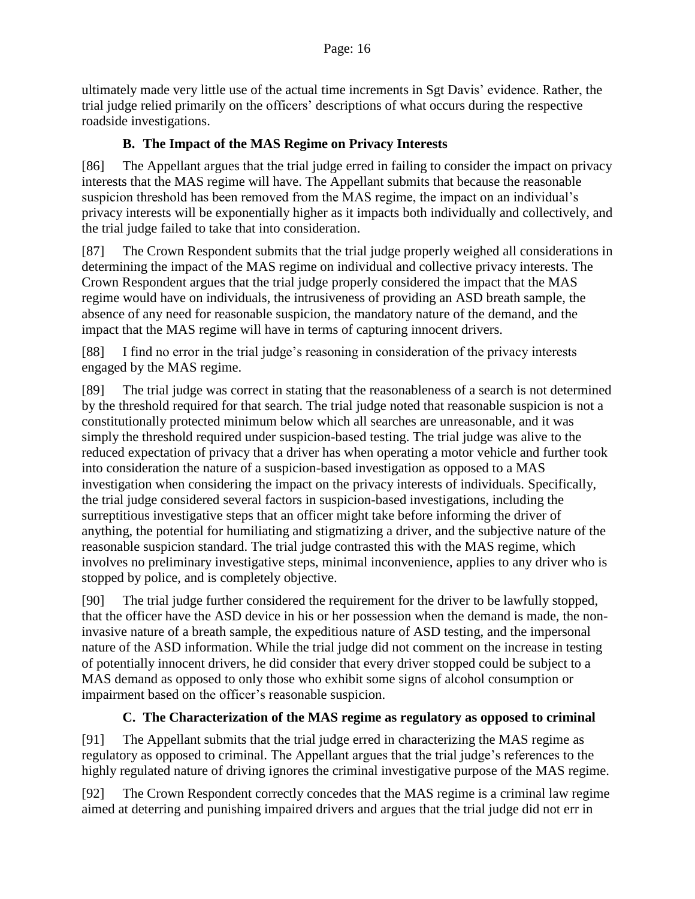ultimately made very little use of the actual time increments in Sgt Davis' evidence. Rather, the trial judge relied primarily on the officers' descriptions of what occurs during the respective roadside investigations.

### B. The Impact of the MAS Regime on Privacy Interests

[86] The Appellant argues that the trial judge erred in failing to consider the impact on privacy interests that the MAS regime will have. The Appellant submits that because the reasonable suspicion threshold has been removed from the MAS regime, the impact on an individual's privacy interests will be exponentially higher as it impacts both individually and collectively, and the trial judge failed to take that into consideration.

[87] The Crown Respondent submits that the trial judge properly weighed all considerations in determining the impact of the MAS regime on individual and collective privacy interests. The Crown Respondent argues that the trial judge properly considered the impact that the MAS regime would have on individuals, the intrusiveness of providing an ASD breath sample, the absence of any need for reasonable suspicion, the mandatory nature of the demand, and the impact that the MAS regime will have in terms of capturing innocent drivers.

[88] I find no error in the trial judge's reasoning in consideration of the privacy interests engaged by the MAS regime.

[89] The trial judge was correct in stating that the reasonableness of a search is not determined by the threshold required for that search. The trial judge noted that reasonable suspicion is not a constitutionally protected minimum below which all searches are unreasonable, and it was simply the threshold required under suspicion-based testing. The trial judge was alive to the reduced expectation of privacy that a driver has when operating a motor vehicle and further took into consideration the nature of a suspicion-based investigation as opposed to a MAS investigation when considering the impact on the privacy interests of individuals. Specifically, the trial judge considered several factors in suspicion-based investigations, including the surreptitious investigative steps that an officer might take before informing the driver of anything, the potential for humiliating and stigmatizing a driver, and the subjective nature of the reasonable suspicion standard. The trial judge contrasted this with the MAS regime, which involves no preliminary investigative steps, minimal inconvenience, applies to any driver who is stopped by police, and is completely objective.

[90] The trial judge further considered the requirement for the driver to be lawfully stopped, that the officer have the ASD device in his or her possession when the demand is made, the non-invasive nature of a breath sample, the expeditious nature of ASD testing, and the impersonal nature of the ASD information. While the trial judge did not comment on the increase in testing of potentially innocent drivers, he did consider that every driver stopped could be subject to a MAS demand as opposed to only those who exhibit some signs of alcohol consumption or impairment based on the officer's reasonable suspicion.

### C. The Characterization of the MAS regime as regulatory as opposed to criminal

[91] The Appellant submits that the trial judge erred in characterizing the MAS regime as regulatory as opposed to criminal. The Appellant argues that the trial judge's references to the highly regulated nature of driving ignores the criminal investigative purpose of the MAS regime.

[92] The Crown Respondent correctly concedes that the MAS regime is a criminal law regime aimed at deterring and punishing impaired drivers and argues that the trial judge did not err in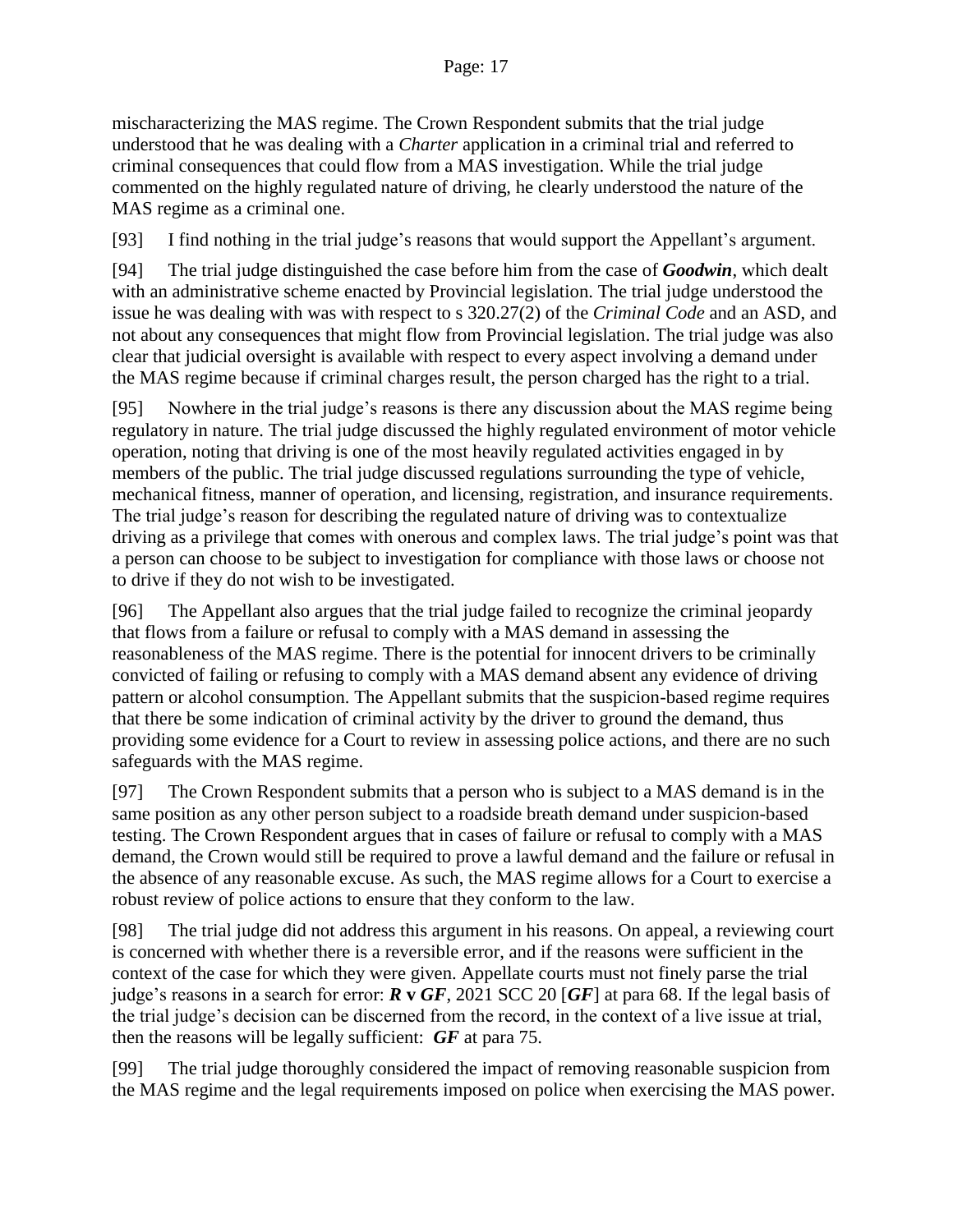mischaracterizing the MAS regime. The Crown Respondent submits that the trial judge understood that he was dealing with a *Charter* application in a criminal trial and referred to criminal consequences that could flow from a MAS investigation. While the trial judge commented on the highly regulated nature of driving, he clearly understood the nature of the MAS regime as a criminal one.

[93] I find nothing in the trial judge's reasons that would support the Appellant's argument.

[94] The trial judge distinguished the case before him from the case of ***Goodwin***, which dealt with an administrative scheme enacted by Provincial legislation. The trial judge understood the issue he was dealing with was with respect to s 320.27(2) of the *Criminal Code* and an ASD, and not about any consequences that might flow from Provincial legislation. The trial judge was also clear that judicial oversight is available with respect to every aspect involving a demand under the MAS regime because if criminal charges result, the person charged has the right to a trial.

[95] Nowhere in the trial judge's reasons is there any discussion about the MAS regime being regulatory in nature. The trial judge discussed the highly regulated environment of motor vehicle operation, noting that driving is one of the most heavily regulated activities engaged in by members of the public. The trial judge discussed regulations surrounding the type of vehicle, mechanical fitness, manner of operation, and licensing, registration, and insurance requirements. The trial judge's reason for describing the regulated nature of driving was to contextualize driving as a privilege that comes with onerous and complex laws. The trial judge's point was that a person can choose to be subject to investigation for compliance with those laws or choose not to drive if they do not wish to be investigated.

[96] The Appellant also argues that the trial judge failed to recognize the criminal jeopardy that flows from a failure or refusal to comply with a MAS demand in assessing the reasonableness of the MAS regime. There is the potential for innocent drivers to be criminally convicted of failing or refusing to comply with a MAS demand absent any evidence of driving pattern or alcohol consumption. The Appellant submits that the suspicion-based regime requires that there be some indication of criminal activity by the driver to ground the demand, thus providing some evidence for a Court to review in assessing police actions, and there are no such safeguards with the MAS regime.

[97] The Crown Respondent submits that a person who is subject to a MAS demand is in the same position as any other person subject to a roadside breath demand under suspicion-based testing. The Crown Respondent argues that in cases of failure or refusal to comply with a MAS demand, the Crown would still be required to prove a lawful demand and the failure or refusal in the absence of any reasonable excuse. As such, the MAS regime allows for a Court to exercise a robust review of police actions to ensure that they conform to the law.

[98] The trial judge did not address this argument in his reasons. On appeal, a reviewing court is concerned with whether there is a reversible error, and if the reasons were sufficient in the context of the case for which they were given. Appellate courts must not finely parse the trial judge's reasons in a search for error: ***R* v *GF***, 2021 SCC 20 [***GF***] at para 68. If the legal basis of the trial judge's decision can be discerned from the record, in the context of a live issue at trial, then the reasons will be legally sufficient: ***GF*** at para 75.

[99] The trial judge thoroughly considered the impact of removing reasonable suspicion from the MAS regime and the legal requirements imposed on police when exercising the MAS power.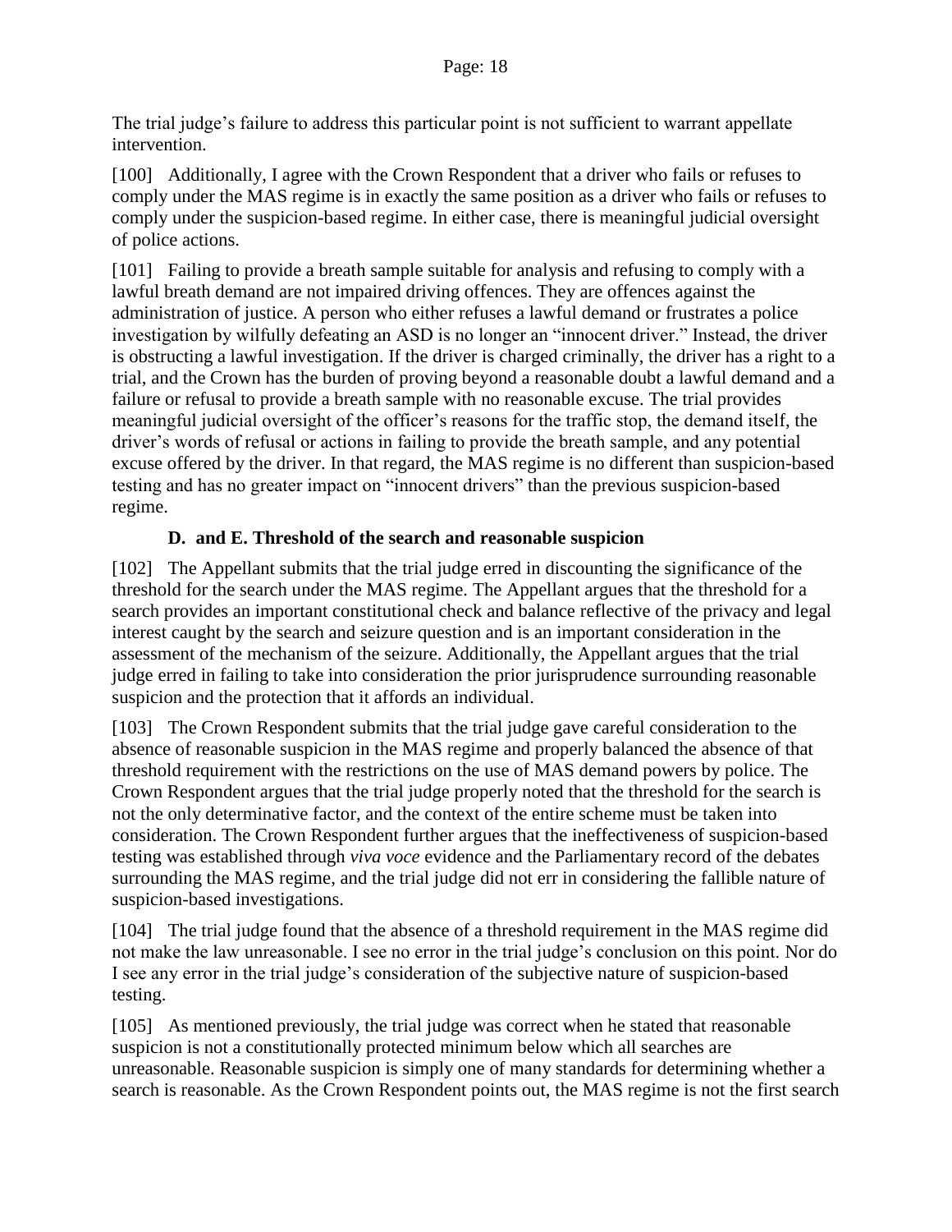The trial judge's failure to address this particular point is not sufficient to warrant appellate intervention.

[100] Additionally, I agree with the Crown Respondent that a driver who fails or refuses to comply under the MAS regime is in exactly the same position as a driver who fails or refuses to comply under the suspicion-based regime. In either case, there is meaningful judicial oversight of police actions.

[101] Failing to provide a breath sample suitable for analysis and refusing to comply with a lawful breath demand are not impaired driving offences. They are offences against the administration of justice. A person who either refuses a lawful demand or frustrates a police investigation by wilfully defeating an ASD is no longer an "innocent driver." Instead, the driver is obstructing a lawful investigation. If the driver is charged criminally, the driver has a right to a trial, and the Crown has the burden of proving beyond a reasonable doubt a lawful demand and a failure or refusal to provide a breath sample with no reasonable excuse. The trial provides meaningful judicial oversight of the officer's reasons for the traffic stop, the demand itself, the driver's words of refusal or actions in failing to provide the breath sample, and any potential excuse offered by the driver. In that regard, the MAS regime is no different than suspicion-based testing and has no greater impact on "innocent drivers" than the previous suspicion-based regime.

### D. and E. Threshold of the search and reasonable suspicion

[102] The Appellant submits that the trial judge erred in discounting the significance of the threshold for the search under the MAS regime. The Appellant argues that the threshold for a search provides an important constitutional check and balance reflective of the privacy and legal interest caught by the search and seizure question and is an important consideration in the assessment of the mechanism of the seizure. Additionally, the Appellant argues that the trial judge erred in failing to take into consideration the prior jurisprudence surrounding reasonable suspicion and the protection that it affords an individual.

[103] The Crown Respondent submits that the trial judge gave careful consideration to the absence of reasonable suspicion in the MAS regime and properly balanced the absence of that threshold requirement with the restrictions on the use of MAS demand powers by police. The Crown Respondent argues that the trial judge properly noted that the threshold for the search is not the only determinative factor, and the context of the entire scheme must be taken into consideration. The Crown Respondent further argues that the ineffectiveness of suspicion-based testing was established through *viva voce* evidence and the Parliamentary record of the debates surrounding the MAS regime, and the trial judge did not err in considering the fallible nature of suspicion-based investigations.

[104] The trial judge found that the absence of a threshold requirement in the MAS regime did not make the law unreasonable. I see no error in the trial judge's conclusion on this point. Nor do I see any error in the trial judge's consideration of the subjective nature of suspicion-based testing.

[105] As mentioned previously, the trial judge was correct when he stated that reasonable suspicion is not a constitutionally protected minimum below which all searches are unreasonable. Reasonable suspicion is simply one of many standards for determining whether a search is reasonable. As the Crown Respondent points out, the MAS regime is not the first search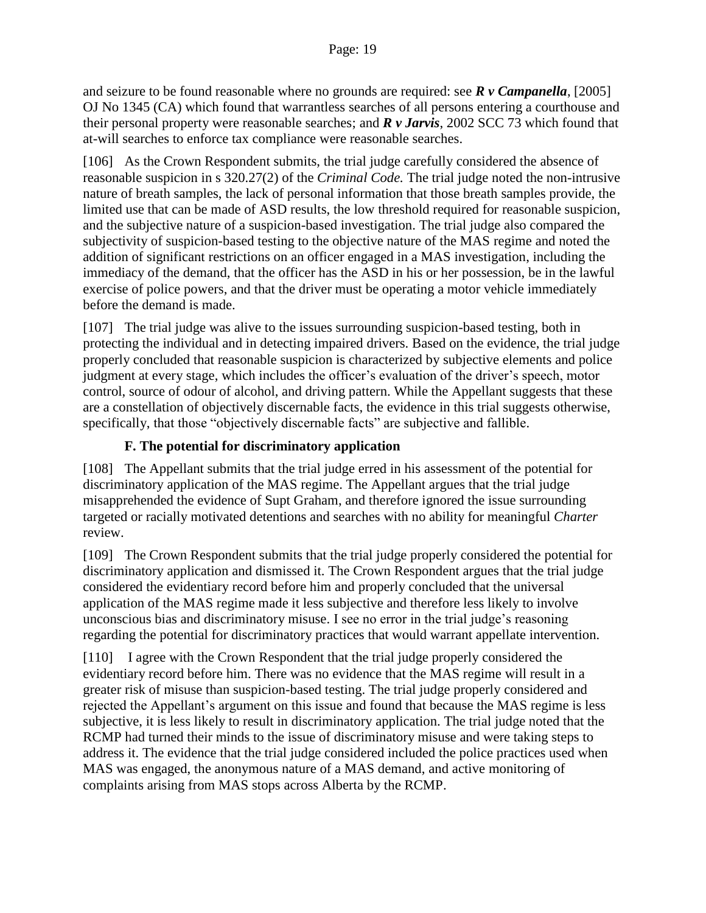and seizure to be found reasonable where no grounds are required: see ***R v Campanella***, [2005] OJ No 1345 (CA) which found that warrantless searches of all persons entering a courthouse and their personal property were reasonable searches; and ***R v Jarvis***, 2002 SCC 73 which found that at-will searches to enforce tax compliance were reasonable searches.

[106] As the Crown Respondent submits, the trial judge carefully considered the absence of reasonable suspicion in s 320.27(2) of the *Criminal Code.* The trial judge noted the non-intrusive nature of breath samples, the lack of personal information that those breath samples provide, the limited use that can be made of ASD results, the low threshold required for reasonable suspicion, and the subjective nature of a suspicion-based investigation. The trial judge also compared the subjectivity of suspicion-based testing to the objective nature of the MAS regime and noted the addition of significant restrictions on an officer engaged in a MAS investigation, including the immediacy of the demand, that the officer has the ASD in his or her possession, be in the lawful exercise of police powers, and that the driver must be operating a motor vehicle immediately before the demand is made.

[107] The trial judge was alive to the issues surrounding suspicion-based testing, both in protecting the individual and in detecting impaired drivers. Based on the evidence, the trial judge properly concluded that reasonable suspicion is characterized by subjective elements and police judgment at every stage, which includes the officer's evaluation of the driver's speech, motor control, source of odour of alcohol, and driving pattern. While the Appellant suggests that these are a constellation of objectively discernable facts, the evidence in this trial suggests otherwise, specifically, that those "objectively discernable facts" are subjective and fallible.

### F. The potential for discriminatory application

[108] The Appellant submits that the trial judge erred in his assessment of the potential for discriminatory application of the MAS regime. The Appellant argues that the trial judge misapprehended the evidence of Supt Graham, and therefore ignored the issue surrounding targeted or racially motivated detentions and searches with no ability for meaningful *Charter* review.

[109] The Crown Respondent submits that the trial judge properly considered the potential for discriminatory application and dismissed it. The Crown Respondent argues that the trial judge considered the evidentiary record before him and properly concluded that the universal application of the MAS regime made it less subjective and therefore less likely to involve unconscious bias and discriminatory misuse. I see no error in the trial judge's reasoning regarding the potential for discriminatory practices that would warrant appellate intervention.

[110] I agree with the Crown Respondent that the trial judge properly considered the evidentiary record before him. There was no evidence that the MAS regime will result in a greater risk of misuse than suspicion-based testing. The trial judge properly considered and rejected the Appellant's argument on this issue and found that because the MAS regime is less subjective, it is less likely to result in discriminatory application. The trial judge noted that the RCMP had turned their minds to the issue of discriminatory misuse and were taking steps to address it. The evidence that the trial judge considered included the police practices used when MAS was engaged, the anonymous nature of a MAS demand, and active monitoring of complaints arising from MAS stops across Alberta by the RCMP.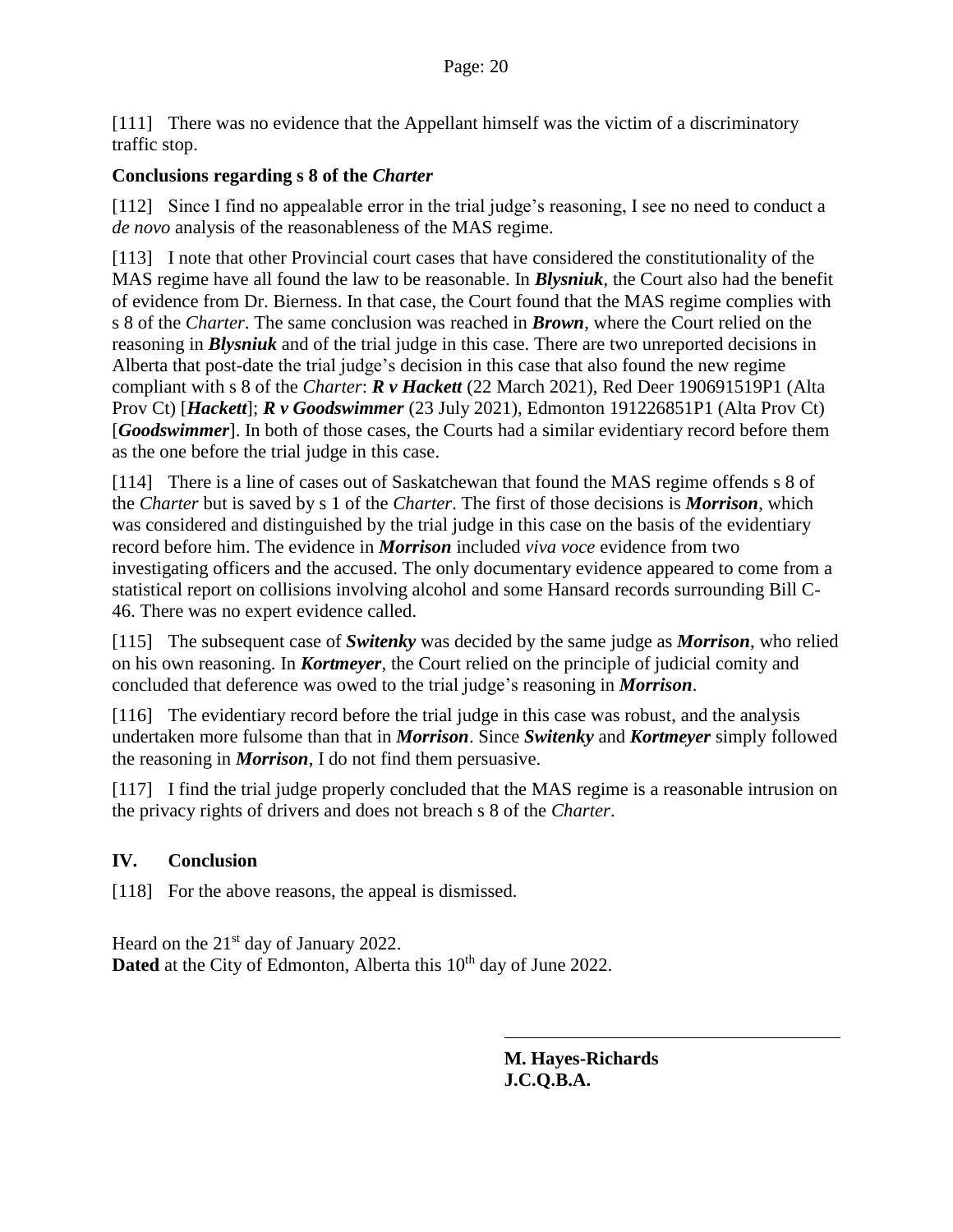[111] There was no evidence that the Appellant himself was the victim of a discriminatory traffic stop.

### Conclusions regarding s 8 of the *Charter*

[112] Since I find no appealable error in the trial judge's reasoning, I see no need to conduct a *de novo* analysis of the reasonableness of the MAS regime.

[113] I note that other Provincial court cases that have considered the constitutionality of the MAS regime have all found the law to be reasonable. In ***Blysniuk***, the Court also had the benefit of evidence from Dr. Bierness. In that case, the Court found that the MAS regime complies with s 8 of the *Charter*. The same conclusion was reached in ***Brown***, where the Court relied on the reasoning in ***Blysniuk*** and of the trial judge in this case. There are two unreported decisions in Alberta that post-date the trial judge's decision in this case that also found the new regime compliant with s 8 of the *Charter*: ***R v Hackett*** (22 March 2021), Red Deer 190691519P1 (Alta Prov Ct) [***Hackett***]; ***R v Goodswimmer*** (23 July 2021), Edmonton 191226851P1 (Alta Prov Ct) [***Goodswimmer***]. In both of those cases, the Courts had a similar evidentiary record before them as the one before the trial judge in this case.

[114] There is a line of cases out of Saskatchewan that found the MAS regime offends s 8 of the *Charter* but is saved by s 1 of the *Charter*. The first of those decisions is ***Morrison***, which was considered and distinguished by the trial judge in this case on the basis of the evidentiary record before him. The evidence in ***Morrison*** included *viva voce* evidence from two investigating officers and the accused. The only documentary evidence appeared to come from a statistical report on collisions involving alcohol and some Hansard records surrounding Bill C-46. There was no expert evidence called.

[115] The subsequent case of ***Switenky*** was decided by the same judge as ***Morrison***, who relied on his own reasoning. In ***Kortmeyer***, the Court relied on the principle of judicial comity and concluded that deference was owed to the trial judge's reasoning in ***Morrison***.

[116] The evidentiary record before the trial judge in this case was robust, and the analysis undertaken more fulsome than that in ***Morrison***. Since ***Switenky*** and ***Kortmeyer*** simply followed the reasoning in ***Morrison***, I do not find them persuasive.

[117] I find the trial judge properly concluded that the MAS regime is a reasonable intrusion on the privacy rights of drivers and does not breach s 8 of the *Charter*.

## IV. Conclusion

[118] For the above reasons, the appeal is dismissed.

Heard on the 21st day of January 2022.
**Dated** at the City of Edmonton, Alberta this 10th day of June 2022.

**M. Hayes-Richards**
**J.C.Q.B.A.**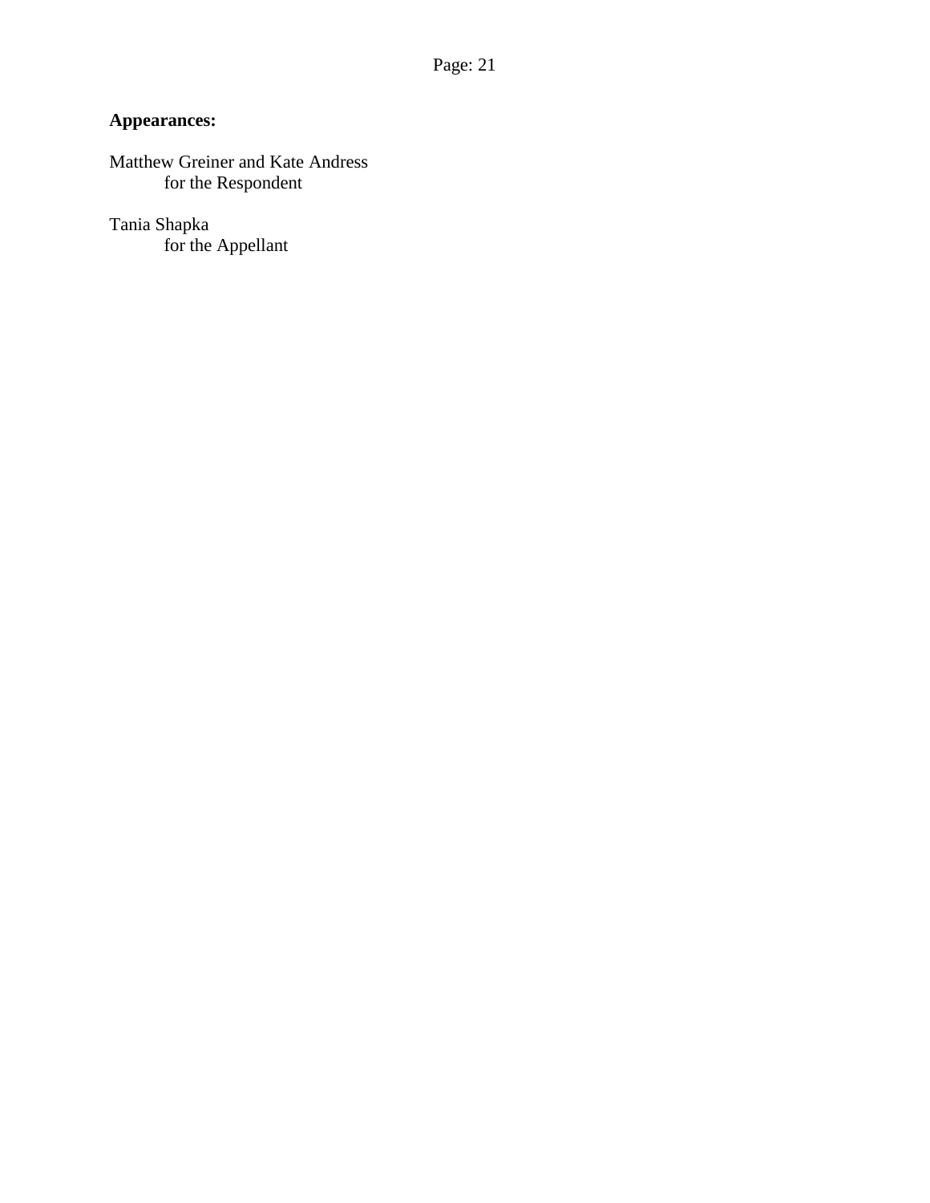**Appearances:**

Matthew Greiner and Kate Andress
for the Respondent

Tania Shapka
for the Appellant